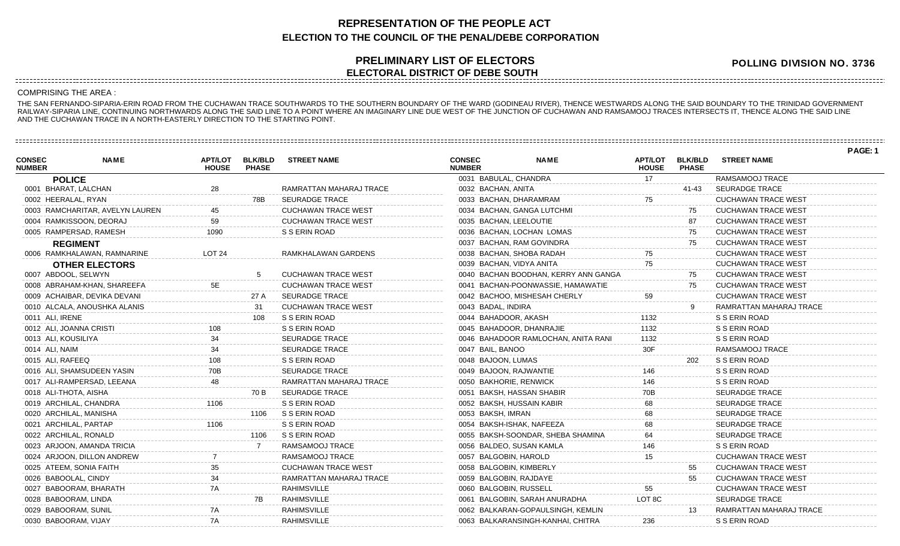# REPRESENTATION OF THE PEOPLE ACT

## ELECTION TO THE COUNCIL OF THE PENAL/DEBE CORPORATION

## PRELIMINARY LIST OF ELECTORS

## ELECTORAL DISTRICT OF DEBE SOUTH

**POLLING DIVISION NO. 3736**

COMPRISING THE AREA :

THE SAN FERNANDO-SIPARIA-ERIN ROAD FROM THE CUCHAWAN TRACE SOUTHWARDS TO THE SOUTHERN BOUNDARY OF THE WARD (GODINEAU RIVER), THENCE WESTWARDS ALONG THE SAID BOUNDARY TO THE TRINIDAD GOVERNMENT RAILWAY-SIPARIA LINE, CONTINUING NORTHWARDS ALONG THE SAID LINE TO A POINT WHERE AN IMAGINARY LINE DUE WEST OF THE JUNCTION OF CUCHAWAN AND RAMSAMOOJ TRACES INTERSECTS IT, THENCE ALONG THE SAID LINE AND THE CUCHAWAN TRACE IN A NORTH-EASTERLY DIRECTION TO THE STARTING POINT.

| CONSEC NUMBER | NAME | APT/LOT HOUSE | BLK/BLD PHASE | STREET NAME |
|---|---|---|---|---|
| | **POLICE** | | | |
| 0001 | BHARAT, LALCHAN | 28 | | RAMRATTAN MAHARAJ TRACE |
| 0002 | HEERALAL, RYAN | | 78B | SEURADGE TRACE |
| 0003 | RAMCHARITAR, AVELYN LAUREN | 45 | | CUCHAWAN TRACE WEST |
| 0004 | RAMKISSOON, DEORAJ | 59 | | CUCHAWAN TRACE WEST |
| 0005 | RAMPERSAD, RAMESH | 1090 | | S S ERIN ROAD |
| | **REGIMENT** | | | |
| 0006 | RAMKHALAWAN, RAMNARINE | LOT 24 | | RAMKHALAWAN GARDENS |
| | **OTHER ELECTORS** | | | |
| 0007 | ABDOOL, SELWYN | | 5 | CUCHAWAN TRACE WEST |
| 0008 | ABRAHAM-KHAN, SHAREEFA | 5E | | CUCHAWAN TRACE WEST |
| 0009 | ACHAIBAR, DEVIKA DEVANI | | 27 A | SEURADGE TRACE |
| 0010 | ALCALA, ANOUSHKA ALANIS | | 31 | CUCHAWAN TRACE WEST |
| 0011 | ALI, IRENE | | 108 | S S ERIN ROAD |
| 0012 | ALI, JOANNA CRISTI | 108 | | S S ERIN ROAD |
| 0013 | ALI, KOUSILIYA | 34 | | SEURADGE TRACE |
| 0014 | ALI, NAIM | 34 | | SEURADGE TRACE |
| 0015 | ALI, RAFEEQ | 108 | | S S ERIN ROAD |
| 0016 | ALI, SHAMSUDEEN YASIN | 70B | | SEURADGE TRACE |
| 0017 | ALI-RAMPERSAD, LEEANA | 48 | | RAMRATTAN MAHARAJ TRACE |
| 0018 | ALI-THOTA, AISHA | | 70 B | SEURADGE TRACE |
| 0019 | ARCHILAL, CHANDRA | 1106 | | S S ERIN ROAD |
| 0020 | ARCHILAL, MANISHA | | 1106 | S S ERIN ROAD |
| 0021 | ARCHILAL, PARTAP | 1106 | | S S ERIN ROAD |
| 0022 | ARCHILAL, RONALD | | 1106 | S S ERIN ROAD |
| 0023 | ARJOON, AMANDA TRICIA | | 7 | RAMSAMOOJ TRACE |
| 0024 | ARJOON, DILLON ANDREW | 7 | | RAMSAMOOJ TRACE |
| 0025 | ATEEM, SONIA FAITH | 35 | | CUCHAWAN TRACE WEST |
| 0026 | BABOOLAL, CINDY | 34 | | RAMRATTAN MAHARAJ TRACE |
| 0027 | BABOORAM, BHARATH | 7A | | RAHIMSVILLE |
| 0028 | BABOORAM, LINDA | | 7B | RAHIMSVILLE |
| 0029 | BABOORAM, SUNIL | 7A | | RAHIMSVILLE |
| 0030 | BABOORAM, VIJAY | 7A | | RAHIMSVILLE |
| 0031 | BABULAL, CHANDRA | 17 | | RAMSAMOOJ TRACE |
| 0032 | BACHAN, ANITA | | 41-43 | SEURADGE TRACE |
| 0033 | BACHAN, DHARAMRAM | 75 | | CUCHAWAN TRACE WEST |
| 0034 | BACHAN, GANGA LUTCHMI | | 75 | CUCHAWAN TRACE WEST |
| 0035 | BACHAN, LEELOUTIE | | 87 | CUCHAWAN TRACE WEST |
| 0036 | BACHAN, LOCHAN LOMAS | | 75 | CUCHAWAN TRACE WEST |
| 0037 | BACHAN, RAM GOVINDRA | | 75 | CUCHAWAN TRACE WEST |
| 0038 | BACHAN, SHOBA RADAH | 75 | | CUCHAWAN TRACE WEST |
| 0039 | BACHAN, VIDYA ANITA | 75 | | CUCHAWAN TRACE WEST |
| 0040 | BACHAN BOODHAN, KERRY ANN GANGA | | 75 | CUCHAWAN TRACE WEST |
| 0041 | BACHAN-POONWASSIE, HAMAWATIE | | 75 | CUCHAWAN TRACE WEST |
| 0042 | BACHOO, MISHESAH CHERLY | 59 | | CUCHAWAN TRACE WEST |
| 0043 | BADAL, INDIRA | | 9 | RAMRATTAN MAHARAJ TRACE |
| 0044 | BAHADOOR, AKASH | 1132 | | S S ERIN ROAD |
| 0045 | BAHADOOR, DHANRAJIE | 1132 | | S S ERIN ROAD |
| 0046 | BAHADOOR RAMLOCHAN, ANITA RANI | 1132 | | S S ERIN ROAD |
| 0047 | BAIL, BANOO | 30F | | RAMSAMOOJ TRACE |
| 0048 | BAJOON, LUMAS | | 202 | S S ERIN ROAD |
| 0049 | BAJOON, RAJWANTIE | 146 | | S S ERIN ROAD |
| 0050 | BAKHORIE, RENWICK | 146 | | S S ERIN ROAD |
| 0051 | BAKSH, HASSAN SHABIR | 70B | | SEURADGE TRACE |
| 0052 | BAKSH, HUSSAIN KABIR | 68 | | SEURADGE TRACE |
| 0053 | BAKSH, IMRAN | 68 | | SEURADGE TRACE |
| 0054 | BAKSH-ISHAK, NAFEEZA | 68 | | SEURADGE TRACE |
| 0055 | BAKSH-SOONDAR, SHEBA SHAMINA | 64 | | SEURADGE TRACE |
| 0056 | BALDEO, SUSAN KAMLA | 146 | | S S ERIN ROAD |
| 0057 | BALGOBIN, HAROLD | 15 | | CUCHAWAN TRACE WEST |
| 0058 | BALGOBIN, KIMBERLY | | 55 | CUCHAWAN TRACE WEST |
| 0059 | BALGOBIN, RAJDAYE | | 55 | CUCHAWAN TRACE WEST |
| 0060 | BALGOBIN, RUSSELL | 55 | | CUCHAWAN TRACE WEST |
| 0061 | BALGOBIN, SARAH ANURADHA | LOT 8C | | SEURADGE TRACE |
| 0062 | BALKARAN-GOPAULSINGH, KEMLIN | | 13 | RAMRATTAN MAHARAJ TRACE |
| 0063 | BALKARANSINGH-KANHAI, CHITRA | 236 | | S S ERIN ROAD |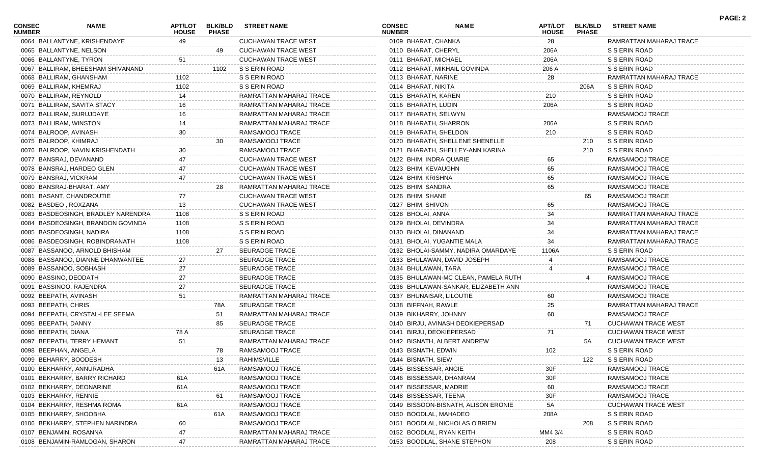| CONSEC NUMBER | NAME | APT/LOT HOUSE | BLK/BLD PHASE | STREET NAME |
|---|---|---|---|---|
| 0064 | BALLANTYNE, KRISHENDAYE | 49 | | CUCHAWAN TRACE WEST |
| 0065 | BALLANTYNE, NELSON | | 49 | CUCHAWAN TRACE WEST |
| 0066 | BALLANTYNE, TYRON | 51 | | CUCHAWAN TRACE WEST |
| 0067 | BALLIRAM, BHEESHAM SHIVANAND | | 1102 | S S ERIN ROAD |
| 0068 | BALLIRAM, GHANSHAM | 1102 | | S S ERIN ROAD |
| 0069 | BALLIRAM, KHEMRAJ | 1102 | | S S ERIN ROAD |
| 0070 | BALLIRAM, REYNOLD | 14 | | RAMRATTAN MAHARAJ TRACE |
| 0071 | BALLIRAM, SAVITA STACY | 16 | | RAMRATTAN MAHARAJ TRACE |
| 0072 | BALLIRAM, SURUJDAYE | 16 | | RAMRATTAN MAHARAJ TRACE |
| 0073 | BALLIRAM, WINSTON | 14 | | RAMRATTAN MAHARAJ TRACE |
| 0074 | BALROOP, AVINASH | 30 | | RAMSAMOOJ TRACE |
| 0075 | BALROOP, KHIMRAJ | | 30 | RAMSAMOOJ TRACE |
| 0076 | BALROOP, NAVIN KRISHENDATH | 30 | | RAMSAMOOJ TRACE |
| 0077 | BANSRAJ, DEVANAND | 47 | | CUCHAWAN TRACE WEST |
| 0078 | BANSRAJ, HARDEO GLEN | 47 | | CUCHAWAN TRACE WEST |
| 0079 | BANSRAJ, VICKRAM | 47 | | CUCHAWAN TRACE WEST |
| 0080 | BANSRAJ-BHARAT, AMY | | 28 | RAMRATTAN MAHARAJ TRACE |
| 0081 | BASANT, CHANDROUTIE | 77 | | CUCHAWAN TRACE WEST |
| 0082 | BASDEO , ROXZANA | 13 | | CUCHAWAN TRACE WEST |
| 0083 | BASDEOSINGH, BRADLEY NARENDRA | 1108 | | S S ERIN ROAD |
| 0084 | BASDEOSINGH, BRANDON GOVINDA | 1108 | | S S ERIN ROAD |
| 0085 | BASDEOSINGH, NADIRA | 1108 | | S S ERIN ROAD |
| 0086 | BASDEOSINGH, ROBINDRANATH | 1108 | | S S ERIN ROAD |
| 0087 | BASSANOO, ARNOLD BHISHAM | | 27 | SEURADGE TRACE |
| 0088 | BASSANOO, DIANNE DHANWANTEE | 27 | | SEURADGE TRACE |
| 0089 | BASSANOO, SOBHASH | 27 | | SEURADGE TRACE |
| 0090 | BASSINO, DEODATH | 27 | | SEURADGE TRACE |
| 0091 | BASSINOO, RAJENDRA | 27 | | SEURADGE TRACE |
| 0092 | BEEPATH, AVINASH | 51 | | RAMRATTAN MAHARAJ TRACE |
| 0093 | BEEPATH, CHRIS | | 78A | SEURADGE TRACE |
| 0094 | BEEPATH, CRYSTAL-LEE SEEMA | | 51 | RAMRATTAN MAHARAJ TRACE |
| 0095 | BEEPATH, DANNY | | 85 | SEURADGE TRACE |
| 0096 | BEEPATH, DIANA | 78 A | | SEURADGE TRACE |
| 0097 | BEEPATH, TERRY HEMANT | 51 | | RAMRATTAN MAHARAJ TRACE |
| 0098 | BEEPHAN, ANGELA | | 78 | RAMSAMOOJ TRACE |
| 0099 | BEHARRY, BOODESH | | 13 | RAHIMSVILLE |
| 0100 | BEKHARRY, ANNURADHA | | 61A | RAMSAMOOJ TRACE |
| 0101 | BEKHARRY, BARRY RICHARD | 61A | | RAMSAMOOJ TRACE |
| 0102 | BEKHARRY, DEONARINE | 61A | | RAMSAMOOJ TRACE |
| 0103 | BEKHARRY, RENNIE | | 61 | RAMSAMOOJ TRACE |
| 0104 | BEKHARRY, RESHMA ROMA | 61A | | RAMSAMOOJ TRACE |
| 0105 | BEKHARRY, SHOOBHA | | 61A | RAMSAMOOJ TRACE |
| 0106 | BEKHARRY, STEPHEN NARINDRA | 60 | | RAMSAMOOJ TRACE |
| 0107 | BENJAMIN, ROSANNA | 47 | | RAMRATTAN MAHARAJ TRACE |
| 0108 | BENJAMIN-RAMLOGAN, SHARON | 47 | | RAMRATTAN MAHARAJ TRACE |
| 0109 | BHARAT, CHANKA | 28 | | RAMRATTAN MAHARAJ TRACE |
| 0110 | BHARAT, CHERYL | 206A | | S S ERIN ROAD |
| 0111 | BHARAT, MICHAEL | 206A | | S S ERIN ROAD |
| 0112 | BHARAT, MIKHAIL GOVINDA | 206 A | | S S ERIN ROAD |
| 0113 | BHARAT, NARINE | 28 | | RAMRATTAN MAHARAJ TRACE |
| 0114 | BHARAT, NIKITA | | 206A | S S ERIN ROAD |
| 0115 | BHARATH, KAREN | 210 | | S S ERIN ROAD |
| 0116 | BHARATH, LUDIN | 206A | | S S ERIN ROAD |
| 0117 | BHARATH, SELWYN | | | RAMSAMOOJ TRACE |
| 0118 | BHARATH, SHARRON | 206A | | S S ERIN ROAD |
| 0119 | BHARATH, SHELDON | 210 | | S S ERIN ROAD |
| 0120 | BHARATH, SHELLENE SHENELLE | | 210 | S S ERIN ROAD |
| 0121 | BHARATH, SHELLEY-ANN KARINA | | 210 | S S ERIN ROAD |
| 0122 | BHIM, INDRA QUARIE | 65 | | RAMSAMOOJ TRACE |
| 0123 | BHIM, KEVAUGHN | 65 | | RAMSAMOOJ TRACE |
| 0124 | BHIM, KRISHNA | 65 | | RAMSAMOOJ TRACE |
| 0125 | BHIM, SANDRA | 65 | | RAMSAMOOJ TRACE |
| 0126 | BHIM, SHANE | | 65 | RAMSAMOOJ TRACE |
| 0127 | BHIM, SHIVON | 65 | | RAMSAMOOJ TRACE |
| 0128 | BHOLAI, ANNA | 34 | | RAMRATTAN MAHARAJ TRACE |
| 0129 | BHOLAI, DEVINDRA | 34 | | RAMRATTAN MAHARAJ TRACE |
| 0130 | BHOLAI, DINANAND | 34 | | RAMRATTAN MAHARAJ TRACE |
| 0131 | BHOLAI, YUGANTIE MALA | 34 | | RAMRATTAN MAHARAJ TRACE |
| 0132 | BHOLAI-SAMMY, NADIRA OMARDAYE | 1106A | | S S ERIN ROAD |
| 0133 | BHULAWAN, DAVID JOSEPH | 4 | | RAMSAMOOJ TRACE |
| 0134 | BHULAWAN, TARA | 4 | | RAMSAMOOJ TRACE |
| 0135 | BHULAWAN-MC CLEAN, PAMELA RUTH | | 4 | RAMSAMOOJ TRACE |
| 0136 | BHULAWAN-SANKAR, ELIZABETH ANN | | | RAMSAMOOJ TRACE |
| 0137 | BHUNAISAR, LILOUTIE | 60 | | RAMSAMOOJ TRACE |
| 0138 | BIFFNAH, RAWLE | 25 | | RAMRATTAN MAHARAJ TRACE |
| 0139 | BIKHARRY, JOHNNY | 60 | | RAMSAMOOJ TRACE |
| 0140 | BIRJU, AVINASH DEOKIEPERSAD | | 71 | CUCHAWAN TRACE WEST |
| 0141 | BIRJU, DEOKIEPERSAD | 71 | | CUCHAWAN TRACE WEST |
| 0142 | BISNATH, ALBERT ANDREW | | 5A | CUCHAWAN TRACE WEST |
| 0143 | BISNATH, EDWIN | 102 | | S S ERIN ROAD |
| 0144 | BISNATH, SIEW | | 122 | S S ERIN ROAD |
| 0145 | BISSESSAR, ANGIE | 30F | | RAMSAMOOJ TRACE |
| 0146 | BISSESSAR, DHANRAM | 30F | | RAMSAMOOJ TRACE |
| 0147 | BISSESSAR, MADRIE | 60 | | RAMSAMOOJ TRACE |
| 0148 | BISSESSAR, TEENA | 30F | | RAMSAMOOJ TRACE |
| 0149 | BISSOON-BISNATH, ALISON ERONIE | 5A | | CUCHAWAN TRACE WEST |
| 0150 | BOODLAL, MAHADEO | 208A | | S S ERIN ROAD |
| 0151 | BOODLAL, NICHOLAS O'BRIEN | | 208 | S S ERIN ROAD |
| 0152 | BOODLAL, RYAN KEITH | MM4 3/4 | | S S ERIN ROAD |
| 0153 | BOODLAL, SHANE STEPHON | 208 | | S S ERIN ROAD |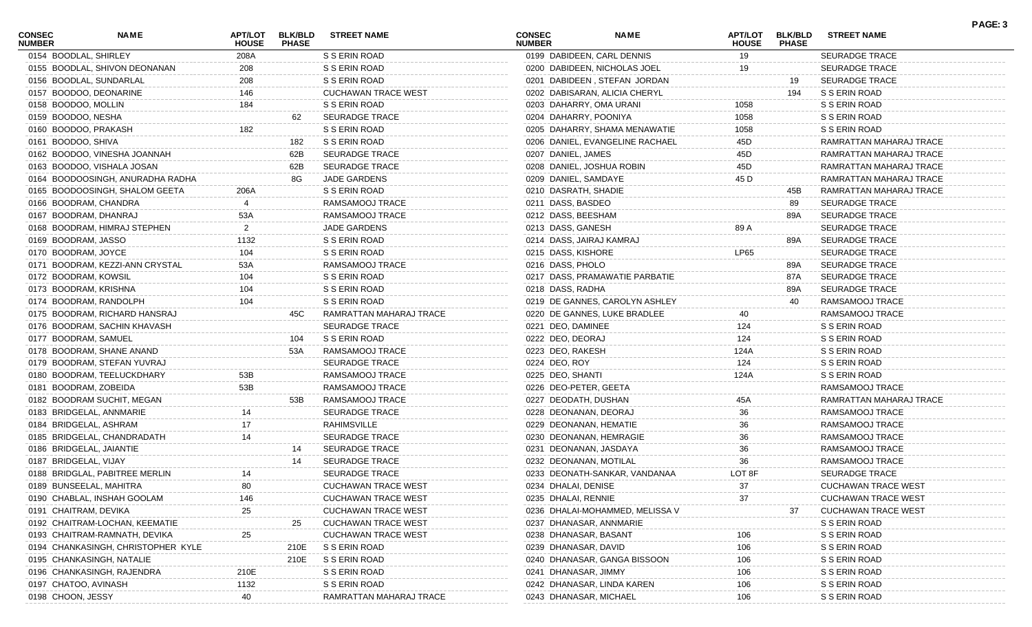| CONSEC NUMBER | NAME | APT/LOT HOUSE | BLK/BLD PHASE | STREET NAME |
|---|---|---|---|---|
| 0154 | BOODLAL, SHIRLEY | 208A | | S S ERIN ROAD |
| 0155 | BOODLAL, SHIVON DEONANAN | 208 | | S S ERIN ROAD |
| 0156 | BOODLAL, SUNDARLAL | 208 | | S S ERIN ROAD |
| 0157 | BOODOO, DEONARINE | 146 | | CUCHAWAN TRACE WEST |
| 0158 | BOODOO, MOLLIN | 184 | | S S ERIN ROAD |
| 0159 | BOODOO, NESHA | | 62 | SEURADGE TRACE |
| 0160 | BOODOO, PRAKASH | 182 | | S S ERIN ROAD |
| 0161 | BOODOO, SHIVA | | 182 | S S ERIN ROAD |
| 0162 | BOODOO, VINESHA JOANNAH | | 62B | SEURADGE TRACE |
| 0163 | BOODOO, VISHALA JOSAN | | 62B | SEURADGE TRACE |
| 0164 | BOODOOSINGH, ANURADHA RADHA | | 8G | JADE GARDENS |
| 0165 | BOODOOSINGH, SHALOM GEETA | 206A | | S S ERIN ROAD |
| 0166 | BOODRAM, CHANDRA | 4 | | RAMSAMOOJ TRACE |
| 0167 | BOODRAM, DHANRAJ | 53A | | RAMSAMOOJ TRACE |
| 0168 | BOODRAM, HIMRAJ STEPHEN | 2 | | JADE GARDENS |
| 0169 | BOODRAM, JASSO | 1132 | | S S ERIN ROAD |
| 0170 | BOODRAM, JOYCE | 104 | | S S ERIN ROAD |
| 0171 | BOODRAM, KEZZI-ANN CRYSTAL | 53A | | RAMSAMOOJ TRACE |
| 0172 | BOODRAM, KOWSIL | 104 | | S S ERIN ROAD |
| 0173 | BOODRAM, KRISHNA | 104 | | S S ERIN ROAD |
| 0174 | BOODRAM, RANDOLPH | 104 | | S S ERIN ROAD |
| 0175 | BOODRAM, RICHARD HANSRAJ | | 45C | RAMRATTAN MAHARAJ TRACE |
| 0176 | BOODRAM, SACHIN KHAVASH | | | SEURADGE TRACE |
| 0177 | BOODRAM, SAMUEL | | 104 | S S ERIN ROAD |
| 0178 | BOODRAM, SHANE ANAND | | 53A | RAMSAMOOJ TRACE |
| 0179 | BOODRAM, STEFAN YUVRAJ | | | SEURADGE TRACE |
| 0180 | BOODRAM, TEELUCKDHARY | 53B | | RAMSAMOOJ TRACE |
| 0181 | BOODRAM, ZOBEIDA | 53B | | RAMSAMOOJ TRACE |
| 0182 | BOODRAM SUCHIT, MEGAN | | 53B | RAMSAMOOJ TRACE |
| 0183 | BRIDGELAL, ANNMARIE | 14 | | SEURADGE TRACE |
| 0184 | BRIDGELAL, ASHRAM | 17 | | RAHIMSVILLE |
| 0185 | BRIDGELAL, CHANDRADATH | 14 | | SEURADGE TRACE |
| 0186 | BRIDGELAL, JAIANTIE | | 14 | SEURADGE TRACE |
| 0187 | BRIDGELAL, VIJAY | | 14 | SEURADGE TRACE |
| 0188 | BRIDGLAL, PABITREE MERLIN | 14 | | SEURADGE TRACE |
| 0189 | BUNSEELAL, MAHITRA | 80 | | CUCHAWAN TRACE WEST |
| 0190 | CHABLAL, INSHAH GOOLAM | 146 | | CUCHAWAN TRACE WEST |
| 0191 | CHAITRAM, DEVIKA | 25 | | CUCHAWAN TRACE WEST |
| 0192 | CHAITRAM-LOCHAN, KEEMATIE | | 25 | CUCHAWAN TRACE WEST |
| 0193 | CHAITRAM-RAMNATH, DEVIKA | 25 | | CUCHAWAN TRACE WEST |
| 0194 | CHANKASINGH, CHRISTOPHER KYLE | | 210E | S S ERIN ROAD |
| 0195 | CHANKASINGH, NATALIE | | 210E | S S ERIN ROAD |
| 0196 | CHANKASINGH, RAJENDRA | 210E | | S S ERIN ROAD |
| 0197 | CHATOO, AVINASH | 1132 | | S S ERIN ROAD |
| 0198 | CHOON, JESSY | 40 | | RAMRATTAN MAHARAJ TRACE |
| 0199 | DABIDEEN, CARL DENNIS | 19 | | SEURADGE TRACE |
| 0200 | DABIDEEN, NICHOLAS JOEL | 19 | | SEURADGE TRACE |
| 0201 | DABIDEEN , STEFAN JORDAN | | 19 | SEURADGE TRACE |
| 0202 | DABISARAN, ALICIA CHERYL | | 194 | S S ERIN ROAD |
| 0203 | DAHARRY, OMA URANI | 1058 | | S S ERIN ROAD |
| 0204 | DAHARRY, POONIYA | 1058 | | S S ERIN ROAD |
| 0205 | DAHARRY, SHAMA MENAWATIE | 1058 | | S S ERIN ROAD |
| 0206 | DANIEL, EVANGELINE RACHAEL | 45D | | RAMRATTAN MAHARAJ TRACE |
| 0207 | DANIEL, JAMES | 45D | | RAMRATTAN MAHARAJ TRACE |
| 0208 | DANIEL, JOSHUA ROBIN | 45D | | RAMRATTAN MAHARAJ TRACE |
| 0209 | DANIEL, SAMDAYE | 45 D | | RAMRATTAN MAHARAJ TRACE |
| 0210 | DASRATH, SHADIE | | 45B | RAMRATTAN MAHARAJ TRACE |
| 0211 | DASS, BASDEO | | 89 | SEURADGE TRACE |
| 0212 | DASS, BEESHAM | | 89A | SEURADGE TRACE |
| 0213 | DASS, GANESH | 89 A | | SEURADGE TRACE |
| 0214 | DASS, JAIRAJ KAMRAJ | | 89A | SEURADGE TRACE |
| 0215 | DASS, KISHORE | LP65 | | SEURADGE TRACE |
| 0216 | DASS, PHOLO | | 89A | SEURADGE TRACE |
| 0217 | DASS, PRAMAWATIE PARBATIE | | 87A | SEURADGE TRACE |
| 0218 | DASS, RADHA | | 89A | SEURADGE TRACE |
| 0219 | DE GANNES, CAROLYN ASHLEY | | 40 | RAMSAMOOJ TRACE |
| 0220 | DE GANNES, LUKE BRADLEE | 40 | | RAMSAMOOJ TRACE |
| 0221 | DEO, DAMINEE | 124 | | S S ERIN ROAD |
| 0222 | DEO, DEORAJ | 124 | | S S ERIN ROAD |
| 0223 | DEO, RAKESH | 124A | | S S ERIN ROAD |
| 0224 | DEO, ROY | 124 | | S S ERIN ROAD |
| 0225 | DEO, SHANTI | 124A | | S S ERIN ROAD |
| 0226 | DEO-PETER, GEETA | | | RAMSAMOOJ TRACE |
| 0227 | DEODATH, DUSHAN | 45A | | RAMRATTAN MAHARAJ TRACE |
| 0228 | DEONANAN, DEORAJ | 36 | | RAMSAMOOJ TRACE |
| 0229 | DEONANAN, HEMATIE | 36 | | RAMSAMOOJ TRACE |
| 0230 | DEONANAN, HEMRAGIE | 36 | | RAMSAMOOJ TRACE |
| 0231 | DEONANAN, JASDAYA | 36 | | RAMSAMOOJ TRACE |
| 0232 | DEONANAN, MOTILAL | 36 | | RAMSAMOOJ TRACE |
| 0233 | DEONATH-SANKAR, VANDANAA | LOT 8F | | SEURADGE TRACE |
| 0234 | DHALAI, DENISE | 37 | | CUCHAWAN TRACE WEST |
| 0235 | DHALAI, RENNIE | 37 | | CUCHAWAN TRACE WEST |
| 0236 | DHALAI-MOHAMMED, MELISSA V | | 37 | CUCHAWAN TRACE WEST |
| 0237 | DHANASAR, ANNMARIE | | | S S ERIN ROAD |
| 0238 | DHANASAR, BASANT | 106 | | S S ERIN ROAD |
| 0239 | DHANASAR, DAVID | 106 | | S S ERIN ROAD |
| 0240 | DHANASAR, GANGA BISSOON | 106 | | S S ERIN ROAD |
| 0241 | DHANASAR, JIMMY | 106 | | S S ERIN ROAD |
| 0242 | DHANASAR, LINDA KAREN | 106 | | S S ERIN ROAD |
| 0243 | DHANASAR, MICHAEL | 106 | | S S ERIN ROAD |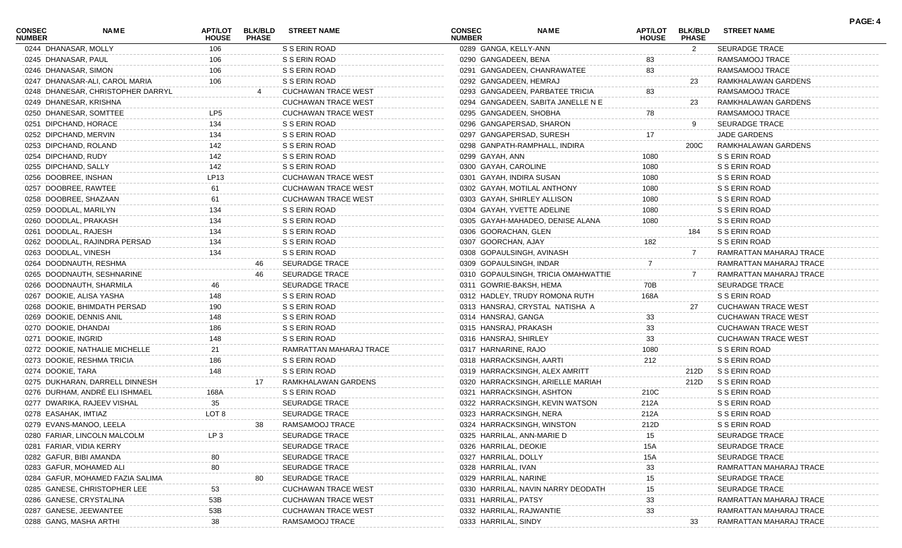| CONSEC NUMBER | NAME | APT/LOT HOUSE | BLK/BLD PHASE | STREET NAME |
|---|---|---|---|---|
| 0244 | DHANASAR, MOLLY | 106 | | S S ERIN ROAD |
| 0245 | DHANASAR, PAUL | 106 | | S S ERIN ROAD |
| 0246 | DHANASAR, SIMON | 106 | | S S ERIN ROAD |
| 0247 | DHANASAR-ALI, CAROL MARIA | 106 | | S S ERIN ROAD |
| 0248 | DHANESAR, CHRISTOPHER DARRYL | | 4 | CUCHAWAN TRACE WEST |
| 0249 | DHANESAR, KRISHNA | | | CUCHAWAN TRACE WEST |
| 0250 | DHANESAR, SOMTTEE | LP5 | | CUCHAWAN TRACE WEST |
| 0251 | DIPCHAND, HORACE | 134 | | S S ERIN ROAD |
| 0252 | DIPCHAND, MERVIN | 134 | | S S ERIN ROAD |
| 0253 | DIPCHAND, ROLAND | 142 | | S S ERIN ROAD |
| 0254 | DIPCHAND, RUDY | 142 | | S S ERIN ROAD |
| 0255 | DIPCHAND, SALLY | 142 | | S S ERIN ROAD |
| 0256 | DOOBREE, INSHAN | LP13 | | CUCHAWAN TRACE WEST |
| 0257 | DOOBREE, RAWTEE | 61 | | CUCHAWAN TRACE WEST |
| 0258 | DOOBREE, SHAZAAN | 61 | | CUCHAWAN TRACE WEST |
| 0259 | DOODLAL, MARILYN | 134 | | S S ERIN ROAD |
| 0260 | DOODLAL, PRAKASH | 134 | | S S ERIN ROAD |
| 0261 | DOODLAL, RAJESH | 134 | | S S ERIN ROAD |
| 0262 | DOODLAL, RAJINDRA PERSAD | 134 | | S S ERIN ROAD |
| 0263 | DOODLAL, VINESH | 134 | | S S ERIN ROAD |
| 0264 | DOODNAUTH, RESHMA | | 46 | SEURADGE TRACE |
| 0265 | DOODNAUTH, SESHNARINE | | 46 | SEURADGE TRACE |
| 0266 | DOODNAUTH, SHARMILA | 46 | | SEURADGE TRACE |
| 0267 | DOOKIE, ALISA YASHA | 148 | | S S ERIN ROAD |
| 0268 | DOOKIE, BHIMDATH PERSAD | 190 | | S S ERIN ROAD |
| 0269 | DOOKIE, DENNIS ANIL | 148 | | S S ERIN ROAD |
| 0270 | DOOKIE, DHANDAI | 186 | | S S ERIN ROAD |
| 0271 | DOOKIE, INGRID | 148 | | S S ERIN ROAD |
| 0272 | DOOKIE, NATHALIE MICHELLE | 21 | | RAMRATTAN MAHARAJ TRACE |
| 0273 | DOOKIE, RESHMA TRICIA | 186 | | S S ERIN ROAD |
| 0274 | DOOKIE, TARA | 148 | | S S ERIN ROAD |
| 0275 | DUKHARAN, DARRELL DINNESH | | 17 | RAMKHALAWAN GARDENS |
| 0276 | DURHAM, ANDRÉ ELI ISHMAEL | 168A | | S S ERIN ROAD |
| 0277 | DWARIKA, RAJEEV VISHAL | 35 | | SEURADGE TRACE |
| 0278 | EASAHAK, IMTIAZ | LOT 8 | | SEURADGE TRACE |
| 0279 | EVANS-MANOO, LEELA | | 38 | RAMSAMOOJ TRACE |
| 0280 | FARIAR, LINCOLN MALCOLM | LP 3 | | SEURADGE TRACE |
| 0281 | FARIAR, VIDIA KERRY | | | SEURADGE TRACE |
| 0282 | GAFUR, BIBI AMANDA | 80 | | SEURADGE TRACE |
| 0283 | GAFUR, MOHAMED ALI | 80 | | SEURADGE TRACE |
| 0284 | GAFUR, MOHAMED FAZIA SALIMA | | 80 | SEURADGE TRACE |
| 0285 | GANESE, CHRISTOPHER LEE | 53 | | CUCHAWAN TRACE WEST |
| 0286 | GANESE, CRYSTALINA | 53B | | CUCHAWAN TRACE WEST |
| 0287 | GANESE, JEEWANTEE | 53B | | CUCHAWAN TRACE WEST |
| 0288 | GANG, MASHA ARTHI | 38 | | RAMSAMOOJ TRACE |
| 0289 | GANGA, KELLY-ANN | | 2 | SEURADGE TRACE |
| 0290 | GANGADEEN, BENA | 83 | | RAMSAMOOJ TRACE |
| 0291 | GANGADEEN, CHANRAWATEE | 83 | | RAMSAMOOJ TRACE |
| 0292 | GANGADEEN, HEMRAJ | | 23 | RAMKHALAWAN GARDENS |
| 0293 | GANGADEEN, PARBATEE TRICIA | 83 | | RAMSAMOOJ TRACE |
| 0294 | GANGADEEN, SABITA JANELLE N E | | 23 | RAMKHALAWAN GARDENS |
| 0295 | GANGADEEN, SHOBHA | 78 | | RAMSAMOOJ TRACE |
| 0296 | GANGAPERSAD, SHARON | | 9 | SEURADGE TRACE |
| 0297 | GANGAPERSAD, SURESH | 17 | | JADE GARDENS |
| 0298 | GANPATH-RAMPHALL, INDIRA | | 200C | RAMKHALAWAN GARDENS |
| 0299 | GAYAH, ANN | 1080 | | S S ERIN ROAD |
| 0300 | GAYAH, CAROLINE | 1080 | | S S ERIN ROAD |
| 0301 | GAYAH, INDIRA SUSAN | 1080 | | S S ERIN ROAD |
| 0302 | GAYAH, MOTILAL ANTHONY | 1080 | | S S ERIN ROAD |
| 0303 | GAYAH, SHIRLEY ALLISON | 1080 | | S S ERIN ROAD |
| 0304 | GAYAH, YVETTE ADELINE | 1080 | | S S ERIN ROAD |
| 0305 | GAYAH-MAHADEO, DENISE ALANA | 1080 | | S S ERIN ROAD |
| 0306 | GOORACHAN, GLEN | | 184 | S S ERIN ROAD |
| 0307 | GOORCHAN, AJAY | 182 | | S S ERIN ROAD |
| 0308 | GOPAULSINGH, AVINASH | | 7 | RAMRATTAN MAHARAJ TRACE |
| 0309 | GOPAULSINGH, INDAR | 7 | | RAMRATTAN MAHARAJ TRACE |
| 0310 | GOPAULSINGH, TRICIA OMAHWATTIE | | 7 | RAMRATTAN MAHARAJ TRACE |
| 0311 | GOWRIE-BAKSH, HEMA | 70B | | SEURADGE TRACE |
| 0312 | HADLEY, TRUDY ROMONA RUTH | 168A | | S S ERIN ROAD |
| 0313 | HANSRAJ, CRYSTAL NATISHA A | | 27 | CUCHAWAN TRACE WEST |
| 0314 | HANSRAJ, GANGA | 33 | | CUCHAWAN TRACE WEST |
| 0315 | HANSRAJ, PRAKASH | 33 | | CUCHAWAN TRACE WEST |
| 0316 | HANSRAJ, SHIRLEY | 33 | | CUCHAWAN TRACE WEST |
| 0317 | HARNARINE, RAJO | 1080 | | S S ERIN ROAD |
| 0318 | HARRACKSINGH, AARTI | 212 | | S S ERIN ROAD |
| 0319 | HARRACKSINGH, ALEX AMRITT | | 212D | S S ERIN ROAD |
| 0320 | HARRACKSINGH, ARIELLE MARIAH | | 212D | S S ERIN ROAD |
| 0321 | HARRACKSINGH, ASHTON | 210C | | S S ERIN ROAD |
| 0322 | HARRACKSINGH, KEVIN WATSON | 212A | | S S ERIN ROAD |
| 0323 | HARRACKSINGH, NERA | 212A | | S S ERIN ROAD |
| 0324 | HARRACKSINGH, WINSTON | 212D | | S S ERIN ROAD |
| 0325 | HARRILAL, ANN-MARIE D | 15 | | SEURADGE TRACE |
| 0326 | HARRILAL, DEOKIE | 15A | | SEURADGE TRACE |
| 0327 | HARRILAL, DOLLY | 15A | | SEURADGE TRACE |
| 0328 | HARRILAL, IVAN | 33 | | RAMRATTAN MAHARAJ TRACE |
| 0329 | HARRILAL, NARINE | 15 | | SEURADGE TRACE |
| 0330 | HARRILAL, NAVIN NARRY DEODATH | 15 | | SEURADGE TRACE |
| 0331 | HARRILAL, PATSY | 33 | | RAMRATTAN MAHARAJ TRACE |
| 0332 | HARRILAL, RAJWANTIE | 33 | | RAMRATTAN MAHARAJ TRACE |
| 0333 | HARRILAL, SINDY | | 33 | RAMRATTAN MAHARAJ TRACE |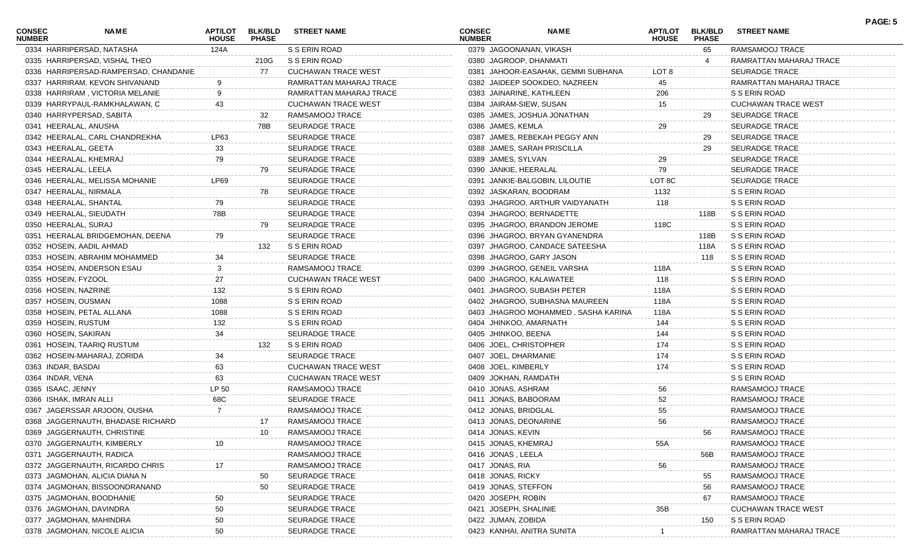| CONSEC NUMBER | NAME | APT/LOT HOUSE | BLK/BLD PHASE | STREET NAME |
|---|---|---|---|---|
| 0334 | HARRIPERSAD, NATASHA | 124A | | S S ERIN ROAD |
| 0335 | HARRIPERSAD, VISHAL THEO | | 210G | S S ERIN ROAD |
| 0336 | HARRIPERSAD-RAMPERSAD, CHANDANIE | | 77 | CUCHAWAN TRACE WEST |
| 0337 | HARRIRAM, KEVON SHIVANAND | 9 | | RAMRATTAN MAHARAJ TRACE |
| 0338 | HARRIRAM , VICTORIA MELANIE | 9 | | RAMRATTAN MAHARAJ TRACE |
| 0339 | HARRYPAUL-RAMKHALAWAN, C | 43 | | CUCHAWAN TRACE WEST |
| 0340 | HARRYPERSAD, SABITA | | 32 | RAMSAMOOJ TRACE |
| 0341 | HEERALAL, ANUSHA | | 78B | SEURADGE TRACE |
| 0342 | HEERALAL, CARL CHANDREKHA | LP63 | | SEURADGE TRACE |
| 0343 | HEERALAL, GEETA | 33 | | SEURADGE TRACE |
| 0344 | HEERALAL, KHEMRAJ | 79 | | SEURADGE TRACE |
| 0345 | HEERALAL, LEELA | | 79 | SEURADGE TRACE |
| 0346 | HEERALAL, MELISSA MOHANIE | LP69 | | SEURADGE TRACE |
| 0347 | HEERALAL, NIRMALA | | 78 | SEURADGE TRACE |
| 0348 | HEERALAL, SHANTAL | 79 | | SEURADGE TRACE |
| 0349 | HEERALAL, SIEUDATH | 78B | | SEURADGE TRACE |
| 0350 | HEERALAL, SURAJ | | 79 | SEURADGE TRACE |
| 0351 | HEERALAL BRIDGEMOHAN, DEENA | 79 | | SEURADGE TRACE |
| 0352 | HOSEIN, AADIL AHMAD | | 132 | S S ERIN ROAD |
| 0353 | HOSEIN, ABRAHIM MOHAMMED | 34 | | SEURADGE TRACE |
| 0354 | HOSEIN, ANDERSON ESAU | 3 | | RAMSAMOOJ TRACE |
| 0355 | HOSEIN, FYZOOL | 27 | | CUCHAWAN TRACE WEST |
| 0356 | HOSEIN, NAZRINE | 132 | | S S ERIN ROAD |
| 0357 | HOSEIN, OUSMAN | 1088 | | S S ERIN ROAD |
| 0358 | HOSEIN, PETAL ALLANA | 1088 | | S S ERIN ROAD |
| 0359 | HOSEIN, RUSTUM | 132 | | S S ERIN ROAD |
| 0360 | HOSEIN, SAKIRAN | 34 | | SEURADGE TRACE |
| 0361 | HOSEIN, TAARIQ RUSTUM | | 132 | S S ERIN ROAD |
| 0362 | HOSEIN-MAHARAJ, ZORIDA | 34 | | SEURADGE TRACE |
| 0363 | INDAR, BASDAI | 63 | | CUCHAWAN TRACE WEST |
| 0364 | INDAR, VENA | 63 | | CUCHAWAN TRACE WEST |
| 0365 | ISAAC, JENNY | LP 50 | | RAMSAMOOJ TRACE |
| 0366 | ISHAK, IMRAN ALLI | 68C | | SEURADGE TRACE |
| 0367 | JAGERSSAR ARJOON, OUSHA | 7 | | RAMSAMOOJ TRACE |
| 0368 | JAGGERNAUTH, BHADASE RICHARD | | 17 | RAMSAMOOJ TRACE |
| 0369 | JAGGERNAUTH, CHRISTINE | | 10 | RAMSAMOOJ TRACE |
| 0370 | JAGGERNAUTH, KIMBERLY | 10 | | RAMSAMOOJ TRACE |
| 0371 | JAGGERNAUTH, RADICA | | | RAMSAMOOJ TRACE |
| 0372 | JAGGERNAUTH, RICARDO CHRIS | 17 | | RAMSAMOOJ TRACE |
| 0373 | JAGMOHAN, ALICIA DIANA N | | 50 | SEURADGE TRACE |
| 0374 | JAGMOHAN, BISSOONDRANAND | | 50 | SEURADGE TRACE |
| 0375 | JAGMOHAN, BOODHANIE | 50 | | SEURADGE TRACE |
| 0376 | JAGMOHAN, DAVINDRA | 50 | | SEURADGE TRACE |
| 0377 | JAGMOHAN, MAHINDRA | 50 | | SEURADGE TRACE |
| 0378 | JAGMOHAN, NICOLE ALICIA | 50 | | SEURADGE TRACE |
| 0379 | JAGOONANAN, VIKASH | | 65 | RAMSAMOOJ TRACE |
| 0380 | JAGROOP, DHANMATI | | 4 | RAMRATTAN MAHARAJ TRACE |
| 0381 | JAHOOR-EASAHAK, GEMMI SUBHANA | LOT 8 | | SEURADGE TRACE |
| 0382 | JAIDEEP SOOKDEO, NAZREEN | 45 | | RAMRATTAN MAHARAJ TRACE |
| 0383 | JAINARINE, KATHLEEN | 206 | | S S ERIN ROAD |
| 0384 | JAIRAM-SIEW, SUSAN | 15 | | CUCHAWAN TRACE WEST |
| 0385 | JAMES, JOSHUA JONATHAN | | 29 | SEURADGE TRACE |
| 0386 | JAMES, KEMLA | 29 | | SEURADGE TRACE |
| 0387 | JAMES, REBEKAH PEGGY ANN | | 29 | SEURADGE TRACE |
| 0388 | JAMES, SARAH PRISCILLA | | 29 | SEURADGE TRACE |
| 0389 | JAMES, SYLVAN | 29 | | SEURADGE TRACE |
| 0390 | JANKIE, HEERALAL | 79 | | SEURADGE TRACE |
| 0391 | JANKIE-BALGOBIN, LILOUTIE | LOT 8C | | SEURADGE TRACE |
| 0392 | JASKARAN, BOODRAM | 1132 | | S S ERIN ROAD |
| 0393 | JHAGROO, ARTHUR VAIDYANATH | 118 | | S S ERIN ROAD |
| 0394 | JHAGROO, BERNADETTE | | 118B | S S ERIN ROAD |
| 0395 | JHAGROO, BRANDON JEROME | 118C | | S S ERIN ROAD |
| 0396 | JHAGROO, BRYAN GYANENDRA | | 118B | S S ERIN ROAD |
| 0397 | JHAGROO, CANDACE SATEESHA | | 118A | S S ERIN ROAD |
| 0398 | JHAGROO, GARY JASON | | 118 | S S ERIN ROAD |
| 0399 | JHAGROO, GENEIL VARSHA | 118A | | S S ERIN ROAD |
| 0400 | JHAGROO, KALAWATEE | 118 | | S S ERIN ROAD |
| 0401 | JHAGROO, SUBASH PETER | 118A | | S S ERIN ROAD |
| 0402 | JHAGROO, SUBHASNA MAUREEN | 118A | | S S ERIN ROAD |
| 0403 | JHAGROO MOHAMMED , SASHA KARINA | 118A | | S S ERIN ROAD |
| 0404 | JHINKOO, AMARNATH | 144 | | S S ERIN ROAD |
| 0405 | JHINKOO, BEENA | 144 | | S S ERIN ROAD |
| 0406 | JOEL, CHRISTOPHER | 174 | | S S ERIN ROAD |
| 0407 | JOEL, DHARMANIE | 174 | | S S ERIN ROAD |
| 0408 | JOEL, KIMBERLY | 174 | | S S ERIN ROAD |
| 0409 | JOKHAN, RAMDATH | | | S S ERIN ROAD |
| 0410 | JONAS, ASHRAM | 56 | | RAMSAMOOJ TRACE |
| 0411 | JONAS, BABOORAM | 52 | | RAMSAMOOJ TRACE |
| 0412 | JONAS, BRIDGLAL | 55 | | RAMSAMOOJ TRACE |
| 0413 | JONAS, DEONARINE | 56 | | RAMSAMOOJ TRACE |
| 0414 | JONAS, KEVIN | | 56 | RAMSAMOOJ TRACE |
| 0415 | JONAS, KHEMRAJ | 55A | | RAMSAMOOJ TRACE |
| 0416 | JONAS , LEELA | | 56B | RAMSAMOOJ TRACE |
| 0417 | JONAS, RIA | 56 | | RAMSAMOOJ TRACE |
| 0418 | JONAS, RICKY | | 55 | RAMSAMOOJ TRACE |
| 0419 | JONAS, STEFFON | | 56 | RAMSAMOOJ TRACE |
| 0420 | JOSEPH, ROBIN | | 67 | RAMSAMOOJ TRACE |
| 0421 | JOSEPH, SHALINIE | 35B | | CUCHAWAN TRACE WEST |
| 0422 | JUMAN, ZOBIDA | | 150 | S S ERIN ROAD |
| 0423 | KANHAI, ANITRA SUNITA | 1 | | RAMRATTAN MAHARAJ TRACE |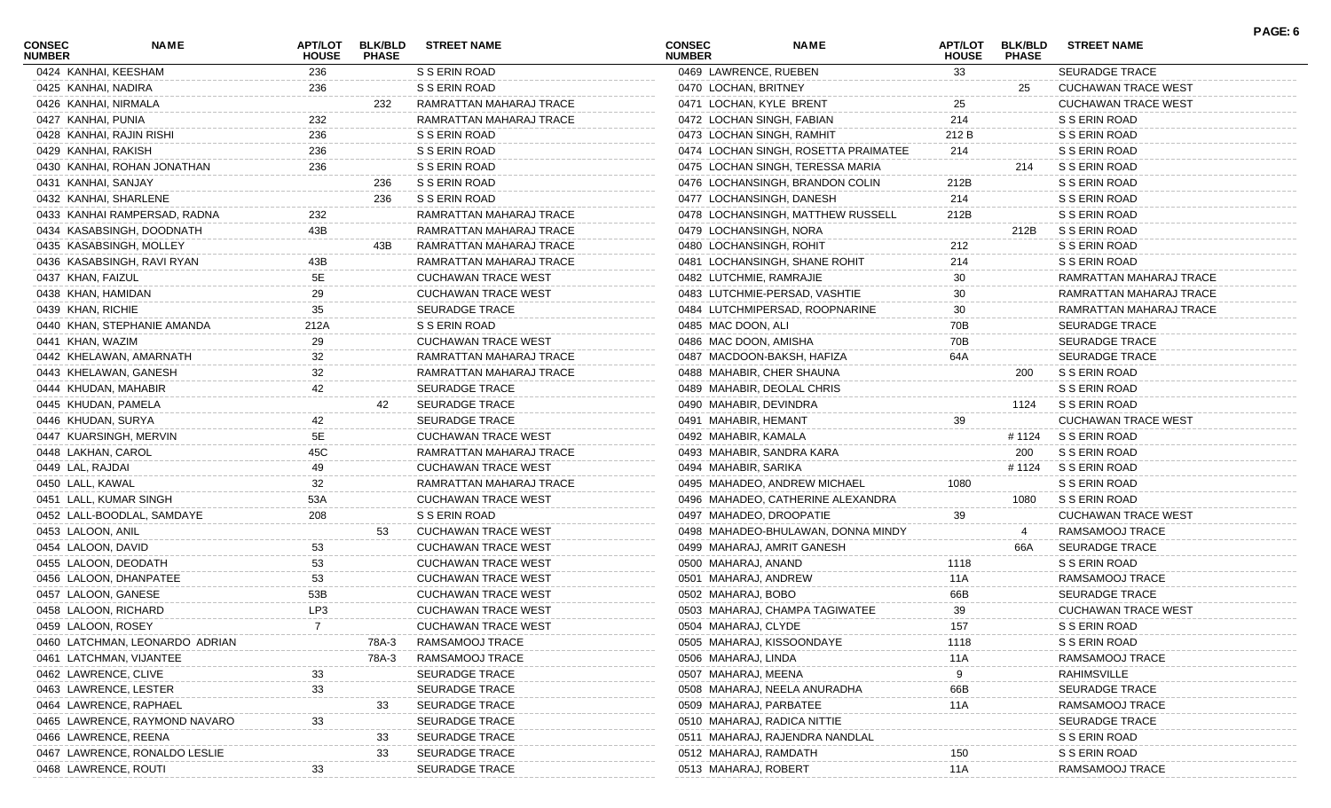| CONSEC NUMBER | NAME | APT/LOT HOUSE | BLK/BLD PHASE | STREET NAME |
|---|---|---|---|---|
| 0424 | KANHAI, KEESHAM | 236 | | S S ERIN ROAD |
| 0425 | KANHAI, NADIRA | 236 | | S S ERIN ROAD |
| 0426 | KANHAI, NIRMALA | | 232 | RAMRATTAN MAHARAJ TRACE |
| 0427 | KANHAI, PUNIA | 232 | | RAMRATTAN MAHARAJ TRACE |
| 0428 | KANHAI, RAJIN RISHI | 236 | | S S ERIN ROAD |
| 0429 | KANHAI, RAKISH | 236 | | S S ERIN ROAD |
| 0430 | KANHAI, ROHAN JONATHAN | 236 | | S S ERIN ROAD |
| 0431 | KANHAI, SANJAY | | 236 | S S ERIN ROAD |
| 0432 | KANHAI, SHARLENE | | 236 | S S ERIN ROAD |
| 0433 | KANHAI RAMPERSAD, RADNA | 232 | | RAMRATTAN MAHARAJ TRACE |
| 0434 | KASABSINGH, DOODNATH | 43B | | RAMRATTAN MAHARAJ TRACE |
| 0435 | KASABSINGH, MOLLEY | | 43B | RAMRATTAN MAHARAJ TRACE |
| 0436 | KASABSINGH, RAVI RYAN | 43B | | RAMRATTAN MAHARAJ TRACE |
| 0437 | KHAN, FAIZUL | 5E | | CUCHAWAN TRACE WEST |
| 0438 | KHAN, HAMIDAN | 29 | | CUCHAWAN TRACE WEST |
| 0439 | KHAN, RICHIE | 35 | | SEURADGE TRACE |
| 0440 | KHAN, STEPHANIE AMANDA | 212A | | S S ERIN ROAD |
| 0441 | KHAN, WAZIM | 29 | | CUCHAWAN TRACE WEST |
| 0442 | KHELAWAN, AMARNATH | 32 | | RAMRATTAN MAHARAJ TRACE |
| 0443 | KHELAWAN, GANESH | 32 | | RAMRATTAN MAHARAJ TRACE |
| 0444 | KHUDAN, MAHABIR | 42 | | SEURADGE TRACE |
| 0445 | KHUDAN, PAMELA | | 42 | SEURADGE TRACE |
| 0446 | KHUDAN, SURYA | 42 | | SEURADGE TRACE |
| 0447 | KUARSINGH, MERVIN | 5E | | CUCHAWAN TRACE WEST |
| 0448 | LAKHAN, CAROL | 45C | | RAMRATTAN MAHARAJ TRACE |
| 0449 | LAL, RAJDAI | 49 | | CUCHAWAN TRACE WEST |
| 0450 | LALL, KAWAL | 32 | | RAMRATTAN MAHARAJ TRACE |
| 0451 | LALL, KUMAR SINGH | 53A | | CUCHAWAN TRACE WEST |
| 0452 | LALL-BOODLAL, SAMDAYE | 208 | | S S ERIN ROAD |
| 0453 | LALOON, ANIL | | 53 | CUCHAWAN TRACE WEST |
| 0454 | LALOON, DAVID | 53 | | CUCHAWAN TRACE WEST |
| 0455 | LALOON, DEODATH | 53 | | CUCHAWAN TRACE WEST |
| 0456 | LALOON, DHANPATEE | 53 | | CUCHAWAN TRACE WEST |
| 0457 | LALOON, GANESE | 53B | | CUCHAWAN TRACE WEST |
| 0458 | LALOON, RICHARD | LP3 | | CUCHAWAN TRACE WEST |
| 0459 | LALOON, ROSEY | 7 | | CUCHAWAN TRACE WEST |
| 0460 | LATCHMAN, LEONARDO ADRIAN | | 78A-3 | RAMSAMOOJ TRACE |
| 0461 | LATCHMAN, VIJANTEE | | 78A-3 | RAMSAMOOJ TRACE |
| 0462 | LAWRENCE, CLIVE | 33 | | SEURADGE TRACE |
| 0463 | LAWRENCE, LESTER | 33 | | SEURADGE TRACE |
| 0464 | LAWRENCE, RAPHAEL | | 33 | SEURADGE TRACE |
| 0465 | LAWRENCE, RAYMOND NAVARO | 33 | | SEURADGE TRACE |
| 0466 | LAWRENCE, REENA | | 33 | SEURADGE TRACE |
| 0467 | LAWRENCE, RONALDO LESLIE | | 33 | SEURADGE TRACE |
| 0468 | LAWRENCE, ROUTI | 33 | | SEURADGE TRACE |
| 0469 | LAWRENCE, RUEBEN | 33 | | SEURADGE TRACE |
| 0470 | LOCHAN, BRITNEY | | 25 | CUCHAWAN TRACE WEST |
| 0471 | LOCHAN, KYLE BRENT | 25 | | CUCHAWAN TRACE WEST |
| 0472 | LOCHAN SINGH, FABIAN | 214 | | S S ERIN ROAD |
| 0473 | LOCHAN SINGH, RAMHIT | 212 B | | S S ERIN ROAD |
| 0474 | LOCHAN SINGH, ROSETTA PRAIMATEE | 214 | | S S ERIN ROAD |
| 0475 | LOCHAN SINGH, TERESSA MARIA | | 214 | S S ERIN ROAD |
| 0476 | LOCHANSINGH, BRANDON COLIN | 212B | | S S ERIN ROAD |
| 0477 | LOCHANSINGH, DANESH | 214 | | S S ERIN ROAD |
| 0478 | LOCHANSINGH, MATTHEW RUSSELL | 212B | | S S ERIN ROAD |
| 0479 | LOCHANSINGH, NORA | | 212B | S S ERIN ROAD |
| 0480 | LOCHANSINGH, ROHIT | 212 | | S S ERIN ROAD |
| 0481 | LOCHANSINGH, SHANE ROHIT | 214 | | S S ERIN ROAD |
| 0482 | LUTCHMIE, RAMRAJIE | 30 | | RAMRATTAN MAHARAJ TRACE |
| 0483 | LUTCHMIE-PERSAD, VASHTIE | 30 | | RAMRATTAN MAHARAJ TRACE |
| 0484 | LUTCHMIPERSAD, ROOPNARINE | 30 | | RAMRATTAN MAHARAJ TRACE |
| 0485 | MAC DOON, ALI | 70B | | SEURADGE TRACE |
| 0486 | MAC DOON, AMISHA | 70B | | SEURADGE TRACE |
| 0487 | MACDOON-BAKSH, HAFIZA | 64A | | SEURADGE TRACE |
| 0488 | MAHABIR, CHER SHAUNA | | 200 | S S ERIN ROAD |
| 0489 | MAHABIR, DEOLAL CHRIS | | | S S ERIN ROAD |
| 0490 | MAHABIR, DEVINDRA | | 1124 | S S ERIN ROAD |
| 0491 | MAHABIR, HEMANT | 39 | | CUCHAWAN TRACE WEST |
| 0492 | MAHABIR, KAMALA | | # 1124 | S S ERIN ROAD |
| 0493 | MAHABIR, SANDRA KARA | | 200 | S S ERIN ROAD |
| 0494 | MAHABIR, SARIKA | | # 1124 | S S ERIN ROAD |
| 0495 | MAHADEO, ANDREW MICHAEL | 1080 | | S S ERIN ROAD |
| 0496 | MAHADEO, CATHERINE ALEXANDRA | | 1080 | S S ERIN ROAD |
| 0497 | MAHADEO, DROOPATIE | 39 | | CUCHAWAN TRACE WEST |
| 0498 | MAHADEO-BHULAWAN, DONNA MINDY | | 4 | RAMSAMOOJ TRACE |
| 0499 | MAHARAJ, AMRIT GANESH | | 66A | SEURADGE TRACE |
| 0500 | MAHARAJ, ANAND | 1118 | | S S ERIN ROAD |
| 0501 | MAHARAJ, ANDREW | 11A | | RAMSAMOOJ TRACE |
| 0502 | MAHARAJ, BOBO | 66B | | SEURADGE TRACE |
| 0503 | MAHARAJ, CHAMPA TAGIWATEE | 39 | | CUCHAWAN TRACE WEST |
| 0504 | MAHARAJ, CLYDE | 157 | | S S ERIN ROAD |
| 0505 | MAHARAJ, KISSOONDAYE | 1118 | | S S ERIN ROAD |
| 0506 | MAHARAJ, LINDA | 11A | | RAMSAMOOJ TRACE |
| 0507 | MAHARAJ, MEENA | 9 | | RAHIMSVILLE |
| 0508 | MAHARAJ, NEELA ANURADHA | 66B | | SEURADGE TRACE |
| 0509 | MAHARAJ, PARBATEE | 11A | | RAMSAMOOJ TRACE |
| 0510 | MAHARAJ, RADICA NITTIE | | | SEURADGE TRACE |
| 0511 | MAHARAJ, RAJENDRA NANDLAL | | | S S ERIN ROAD |
| 0512 | MAHARAJ, RAMDATH | 150 | | S S ERIN ROAD |
| 0513 | MAHARAJ, ROBERT | 11A | | RAMSAMOOJ TRACE |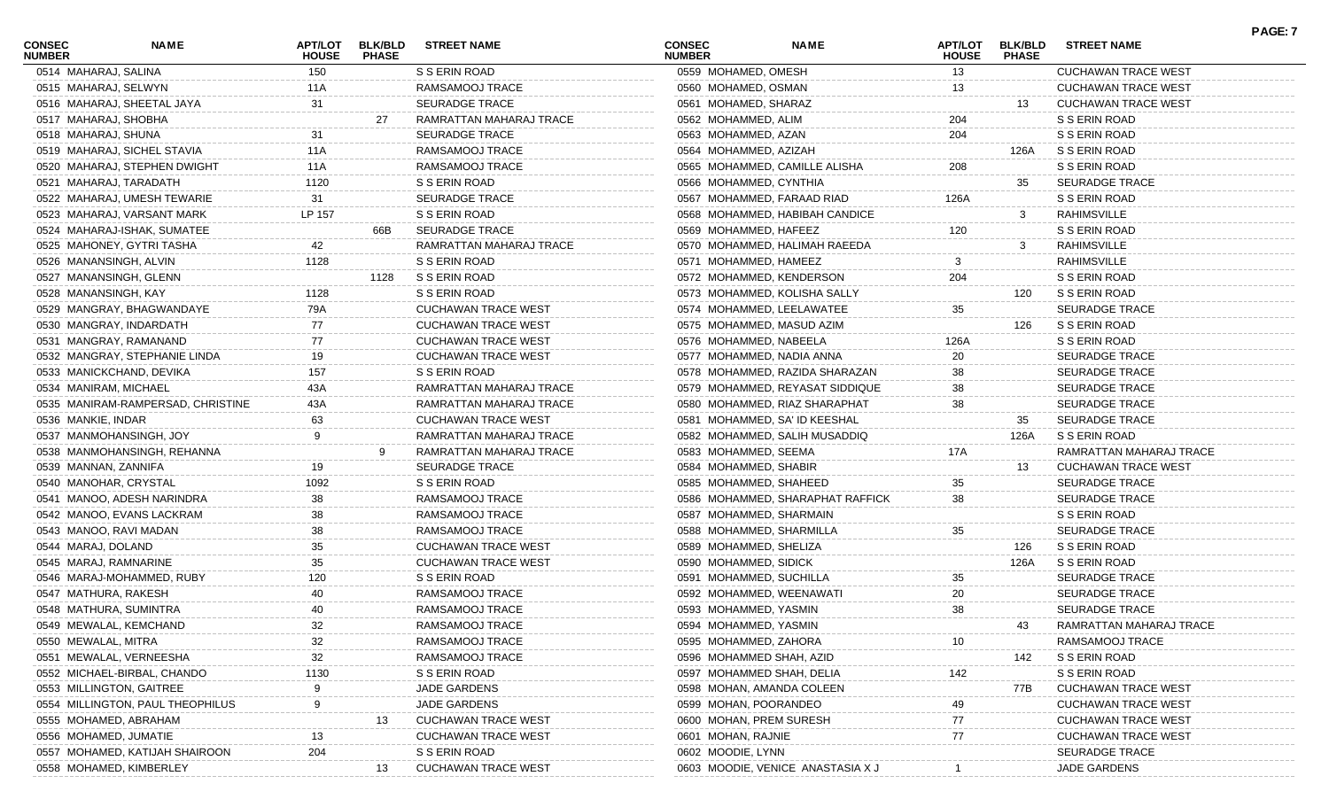| CONSEC NUMBER | NAME | APT/LOT HOUSE | BLK/BLD PHASE | STREET NAME |
|---|---|---|---|---|
| 0514 | MAHARAJ, SALINA | 150 | | S S ERIN ROAD |
| 0515 | MAHARAJ, SELWYN | 11A | | RAMSAMOOJ TRACE |
| 0516 | MAHARAJ, SHEETAL JAYA | 31 | | SEURADGE TRACE |
| 0517 | MAHARAJ, SHOBHA | | 27 | RAMRATTAN MAHARAJ TRACE |
| 0518 | MAHARAJ, SHUNA | 31 | | SEURADGE TRACE |
| 0519 | MAHARAJ, SICHEL STAVIA | 11A | | RAMSAMOOJ TRACE |
| 0520 | MAHARAJ, STEPHEN DWIGHT | 11A | | RAMSAMOOJ TRACE |
| 0521 | MAHARAJ, TARADATH | 1120 | | S S ERIN ROAD |
| 0522 | MAHARAJ, UMESH TEWARIE | 31 | | SEURADGE TRACE |
| 0523 | MAHARAJ, VARSANT MARK | LP 157 | | S S ERIN ROAD |
| 0524 | MAHARAJ-ISHAK, SUMATEE | | 66B | SEURADGE TRACE |
| 0525 | MAHONEY, GYTRI TASHA | 42 | | RAMRATTAN MAHARAJ TRACE |
| 0526 | MANANSINGH, ALVIN | 1128 | | S S ERIN ROAD |
| 0527 | MANANSINGH, GLENN | | 1128 | S S ERIN ROAD |
| 0528 | MANANSINGH, KAY | 1128 | | S S ERIN ROAD |
| 0529 | MANGRAY, BHAGWANDAYE | 79A | | CUCHAWAN TRACE WEST |
| 0530 | MANGRAY, INDARDATH | 77 | | CUCHAWAN TRACE WEST |
| 0531 | MANGRAY, RAMANAND | 77 | | CUCHAWAN TRACE WEST |
| 0532 | MANGRAY, STEPHANIE LINDA | 19 | | CUCHAWAN TRACE WEST |
| 0533 | MANICKCHAND, DEVIKA | 157 | | S S ERIN ROAD |
| 0534 | MANIRAM, MICHAEL | 43A | | RAMRATTAN MAHARAJ TRACE |
| 0535 | MANIRAM-RAMPERSAD, CHRISTINE | 43A | | RAMRATTAN MAHARAJ TRACE |
| 0536 | MANKIE, INDAR | 63 | | CUCHAWAN TRACE WEST |
| 0537 | MANMOHANSINGH, JOY | 9 | | RAMRATTAN MAHARAJ TRACE |
| 0538 | MANMOHANSINGH, REHANNA | | 9 | RAMRATTAN MAHARAJ TRACE |
| 0539 | MANNAN, ZANNIFA | 19 | | SEURADGE TRACE |
| 0540 | MANOHAR, CRYSTAL | 1092 | | S S ERIN ROAD |
| 0541 | MANOO, ADESH NARINDRA | 38 | | RAMSAMOOJ TRACE |
| 0542 | MANOO, EVANS LACKRAM | 38 | | RAMSAMOOJ TRACE |
| 0543 | MANOO, RAVI MADAN | 38 | | RAMSAMOOJ TRACE |
| 0544 | MARAJ, DOLAND | 35 | | CUCHAWAN TRACE WEST |
| 0545 | MARAJ, RAMNARINE | 35 | | CUCHAWAN TRACE WEST |
| 0546 | MARAJ-MOHAMMED, RUBY | 120 | | S S ERIN ROAD |
| 0547 | MATHURA, RAKESH | 40 | | RAMSAMOOJ TRACE |
| 0548 | MATHURA, SUMINTRA | 40 | | RAMSAMOOJ TRACE |
| 0549 | MEWALAL, KEMCHAND | 32 | | RAMSAMOOJ TRACE |
| 0550 | MEWALAL, MITRA | 32 | | RAMSAMOOJ TRACE |
| 0551 | MEWALAL, VERNEESHA | 32 | | RAMSAMOOJ TRACE |
| 0552 | MICHAEL-BIRBAL, CHANDO | 1130 | | S S ERIN ROAD |
| 0553 | MILLINGTON, GAITREE | 9 | | JADE GARDENS |
| 0554 | MILLINGTON, PAUL THEOPHILUS | 9 | | JADE GARDENS |
| 0555 | MOHAMED, ABRAHAM | | 13 | CUCHAWAN TRACE WEST |
| 0556 | MOHAMED, JUMATIE | 13 | | CUCHAWAN TRACE WEST |
| 0557 | MOHAMED, KATIJAH SHAIROON | 204 | | S S ERIN ROAD |
| 0558 | MOHAMED, KIMBERLEY | | 13 | CUCHAWAN TRACE WEST |
| 0559 | MOHAMED, OMESH | 13 | | CUCHAWAN TRACE WEST |
| 0560 | MOHAMED, OSMAN | 13 | | CUCHAWAN TRACE WEST |
| 0561 | MOHAMED, SHARAZ | | 13 | CUCHAWAN TRACE WEST |
| 0562 | MOHAMMED, ALIM | 204 | | S S ERIN ROAD |
| 0563 | MOHAMMED, AZAN | 204 | | S S ERIN ROAD |
| 0564 | MOHAMMED, AZIZAH | | 126A | S S ERIN ROAD |
| 0565 | MOHAMMED, CAMILLE ALISHA | 208 | | S S ERIN ROAD |
| 0566 | MOHAMMED, CYNTHIA | | 35 | SEURADGE TRACE |
| 0567 | MOHAMMED, FARAAD RIAD | 126A | | S S ERIN ROAD |
| 0568 | MOHAMMED, HABIBAH CANDICE | | 3 | RAHIMSVILLE |
| 0569 | MOHAMMED, HAFEEZ | 120 | | S S ERIN ROAD |
| 0570 | MOHAMMED, HALIMAH RAEEDA | | 3 | RAHIMSVILLE |
| 0571 | MOHAMMED, HAMEEZ | 3 | | RAHIMSVILLE |
| 0572 | MOHAMMED, KENDERSON | 204 | | S S ERIN ROAD |
| 0573 | MOHAMMED, KOLISHA SALLY | | 120 | S S ERIN ROAD |
| 0574 | MOHAMMED, LEELAWATEE | 35 | | SEURADGE TRACE |
| 0575 | MOHAMMED, MASUD AZIM | | 126 | S S ERIN ROAD |
| 0576 | MOHAMMED, NABEELA | 126A | | S S ERIN ROAD |
| 0577 | MOHAMMED, NADIA ANNA | 20 | | SEURADGE TRACE |
| 0578 | MOHAMMED, RAZIDA SHARAZAN | 38 | | SEURADGE TRACE |
| 0579 | MOHAMMED, REYASAT SIDDIQUE | 38 | | SEURADGE TRACE |
| 0580 | MOHAMMED, RIAZ SHARAPHAT | 38 | | SEURADGE TRACE |
| 0581 | MOHAMMED, SA' ID KEESHAL | | 35 | SEURADGE TRACE |
| 0582 | MOHAMMED, SALIH MUSADDIQ | | 126A | S S ERIN ROAD |
| 0583 | MOHAMMED, SEEMA | 17A | | RAMRATTAN MAHARAJ TRACE |
| 0584 | MOHAMMED, SHABIR | | 13 | CUCHAWAN TRACE WEST |
| 0585 | MOHAMMED, SHAHEED | 35 | | SEURADGE TRACE |
| 0586 | MOHAMMED, SHARAPHAT RAFFICK | 38 | | SEURADGE TRACE |
| 0587 | MOHAMMED, SHARMAIN | | | S S ERIN ROAD |
| 0588 | MOHAMMED, SHARMILLA | 35 | | SEURADGE TRACE |
| 0589 | MOHAMMED, SHELIZA | | 126 | S S ERIN ROAD |
| 0590 | MOHAMMED, SIDICK | | 126A | S S ERIN ROAD |
| 0591 | MOHAMMED, SUCHILLA | 35 | | SEURADGE TRACE |
| 0592 | MOHAMMED, WEENAWATI | 20 | | SEURADGE TRACE |
| 0593 | MOHAMMED, YASMIN | 38 | | SEURADGE TRACE |
| 0594 | MOHAMMED, YASMIN | | 43 | RAMRATTAN MAHARAJ TRACE |
| 0595 | MOHAMMED, ZAHORA | 10 | | RAMSAMOOJ TRACE |
| 0596 | MOHAMMED SHAH, AZID | | 142 | S S ERIN ROAD |
| 0597 | MOHAMMED SHAH, DELIA | 142 | | S S ERIN ROAD |
| 0598 | MOHAN, AMANDA COLEEN | | 77B | CUCHAWAN TRACE WEST |
| 0599 | MOHAN, POORANDEO | 49 | | CUCHAWAN TRACE WEST |
| 0600 | MOHAN, PREM SURESH | 77 | | CUCHAWAN TRACE WEST |
| 0601 | MOHAN, RAJNIE | 77 | | CUCHAWAN TRACE WEST |
| 0602 | MOODIE, LYNN | | | SEURADGE TRACE |
| 0603 | MOODIE, VENICE ANASTASIA X J | 1 | | JADE GARDENS |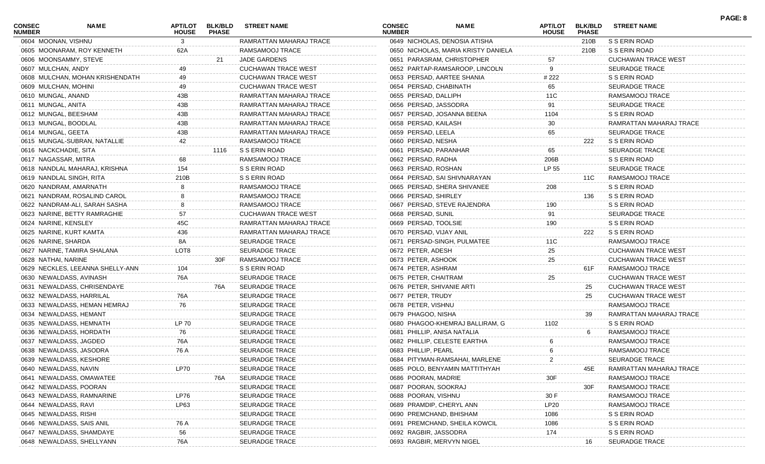| CONSEC NUMBER | NAME | APT/LOT HOUSE | BLK/BLD PHASE | STREET NAME |
|---|---|---|---|---|
| 0604 | MOONAN, VISHNU | 3 | | RAMRATTAN MAHARAJ TRACE |
| 0605 | MOONARAM, ROY KENNETH | 62A | | RAMSAMOOJ TRACE |
| 0606 | MOONSAMMY, STEVE | | 21 | JADE GARDENS |
| 0607 | MULCHAN, ANDY | 49 | | CUCHAWAN TRACE WEST |
| 0608 | MULCHAN, MOHAN KRISHENDATH | 49 | | CUCHAWAN TRACE WEST |
| 0609 | MULCHAN, MOHINI | 49 | | CUCHAWAN TRACE WEST |
| 0610 | MUNGAL, ANAND | 43B | | RAMRATTAN MAHARAJ TRACE |
| 0611 | MUNGAL, ANITA | 43B | | RAMRATTAN MAHARAJ TRACE |
| 0612 | MUNGAL, BEESHAM | 43B | | RAMRATTAN MAHARAJ TRACE |
| 0613 | MUNGAL, BOODLAL | 43B | | RAMRATTAN MAHARAJ TRACE |
| 0614 | MUNGAL, GEETA | 43B | | RAMRATTAN MAHARAJ TRACE |
| 0615 | MUNGAL-SUBRAN, NATALLIE | 42 | | RAMSAMOOJ TRACE |
| 0616 | NACKCHADIE, SITA | | 1116 | S S ERIN ROAD |
| 0617 | NAGASSAR, MITRA | 68 | | RAMSAMOOJ TRACE |
| 0618 | NANDLAL MAHARAJ, KRISHNA | 154 | | S S ERIN ROAD |
| 0619 | NANDLAL SINGH, RITA | 210B | | S S ERIN ROAD |
| 0620 | NANDRAM, AMARNATH | 8 | | RAMSAMOOJ TRACE |
| 0621 | NANDRAM, ROSALIND CAROL | 8 | | RAMSAMOOJ TRACE |
| 0622 | NANDRAM-ALI, SARAH SASHA | 8 | | RAMSAMOOJ TRACE |
| 0623 | NARINE, BETTY RAMRAGHIE | 57 | | CUCHAWAN TRACE WEST |
| 0624 | NARINE, KENSLEY | 45C | | RAMRATTAN MAHARAJ TRACE |
| 0625 | NARINE, KURT KAMTA | 436 | | RAMRATTAN MAHARAJ TRACE |
| 0626 | NARINE, SHARDA | 8A | | SEURADGE TRACE |
| 0627 | NARINE, TAMIRA SHALANA | LOT8 | | SEURADGE TRACE |
| 0628 | NATHAI, NARINE | | 30F | RAMSAMOOJ TRACE |
| 0629 | NECKLES, LEEANNA SHELLY-ANN | 104 | | S S ERIN ROAD |
| 0630 | NEWALDASS, AVINASH | 76A | | SEURADGE TRACE |
| 0631 | NEWALDASS, CHRISENDAYE | | 76A | SEURADGE TRACE |
| 0632 | NEWALDASS, HARRILAL | 76A | | SEURADGE TRACE |
| 0633 | NEWALDASS, HEMAN HEMRAJ | 76 | | SEURADGE TRACE |
| 0634 | NEWALDASS, HEMANT | | | SEURADGE TRACE |
| 0635 | NEWALDASS, HEMNATH | LP 70 | | SEURADGE TRACE |
| 0636 | NEWALDASS, HORDATH | 76 | | SEURADGE TRACE |
| 0637 | NEWALDASS, JAGDEO | 76A | | SEURADGE TRACE |
| 0638 | NEWALDASS, JASODRA | 76 A | | SEURADGE TRACE |
| 0639 | NEWALDASS, KESHORE | | | SEURADGE TRACE |
| 0640 | NEWALDASS, NAVIN | LP70 | | SEURADGE TRACE |
| 0641 | NEWALDASS, OMAWATEE | | 76A | SEURADGE TRACE |
| 0642 | NEWALDASS, POORAN | | | SEURADGE TRACE |
| 0643 | NEWALDASS, RAMNARINE | LP76 | | SEURADGE TRACE |
| 0644 | NEWALDASS, RAVI | LP63 | | SEURADGE TRACE |
| 0645 | NEWALDASS, RISHI | | | SEURADGE TRACE |
| 0646 | NEWALDASS, SAIS ANIL | 76 A | | SEURADGE TRACE |
| 0647 | NEWALDASS, SHAMDAYE | 56 | | SEURADGE TRACE |
| 0648 | NEWALDASS, SHELLYANN | 76A | | SEURADGE TRACE |
| 0649 | NICHOLAS, DENOSIA ATISHA | | 210B | S S ERIN ROAD |
| 0650 | NICHOLAS, MARIA KRISTY DANIELA | | 210B | S S ERIN ROAD |
| 0651 | PARASRAM, CHRISTOPHER | 57 | | CUCHAWAN TRACE WEST |
| 0652 | PARTAP-RAMSAROOP, LINCOLN | 9 | | SEURADGE TRACE |
| 0653 | PERSAD, AARTEE SHANIA | # 222 | | S S ERIN ROAD |
| 0654 | PERSAD, CHABINATH | 65 | | SEURADGE TRACE |
| 0655 | PERSAD, DALLIPH | 11C | | RAMSAMOOJ TRACE |
| 0656 | PERSAD, JASSODRA | 91 | | SEURADGE TRACE |
| 0657 | PERSAD, JOSANNA BEENA | 1104 | | S S ERIN ROAD |
| 0658 | PERSAD, KAILASH | 30 | | RAMRATTAN MAHARAJ TRACE |
| 0659 | PERSAD, LEELA | 65 | | SEURADGE TRACE |
| 0660 | PERSAD, NESHA | | 222 | S S ERIN ROAD |
| 0661 | PERSAD, PARANHAR | 65 | | SEURADGE TRACE |
| 0662 | PERSAD, RADHA | 206B | | S S ERIN ROAD |
| 0663 | PERSAD, ROSHAN | LP 55 | | SEURADGE TRACE |
| 0664 | PERSAD, SAI SHIVNARAYAN | | 11C | RAMSAMOOJ TRACE |
| 0665 | PERSAD, SHERA SHIVANEE | 208 | | S S ERIN ROAD |
| 0666 | PERSAD, SHIRLEY | | 136 | S S ERIN ROAD |
| 0667 | PERSAD, STEVE RAJENDRA | 190 | | S S ERIN ROAD |
| 0668 | PERSAD, SUNIL | 91 | | SEURADGE TRACE |
| 0669 | PERSAD, TOOLSIE | 190 | | S S ERIN ROAD |
| 0670 | PERSAD, VIJAY ANIL | | 222 | S S ERIN ROAD |
| 0671 | PERSAD-SINGH, PULMATEE | 11C | | RAMSAMOOJ TRACE |
| 0672 | PETER, ADESH | 25 | | CUCHAWAN TRACE WEST |
| 0673 | PETER, ASHOOK | 25 | | CUCHAWAN TRACE WEST |
| 0674 | PETER, ASHRAM | | 61F | RAMSAMOOJ TRACE |
| 0675 | PETER, CHAITRAM | 25 | | CUCHAWAN TRACE WEST |
| 0676 | PETER, SHIVANIE ARTI | | 25 | CUCHAWAN TRACE WEST |
| 0677 | PETER, TRUDY | | 25 | CUCHAWAN TRACE WEST |
| 0678 | PETER, VISHNU | | | RAMSAMOOJ TRACE |
| 0679 | PHAGOO, NISHA | | 39 | RAMRATTAN MAHARAJ TRACE |
| 0680 | PHAGOO-KHEMRAJ BALLIRAM, G | 1102 | | S S ERIN ROAD |
| 0681 | PHILLIP, ANISA NATALIA | | 6 | RAMSAMOOJ TRACE |
| 0682 | PHILLIP, CELESTE EARTHA | 6 | | RAMSAMOOJ TRACE |
| 0683 | PHILLIP, PEARL | 6 | | RAMSAMOOJ TRACE |
| 0684 | PITYMAN-RAMSAHAI, MARLENE | 2 | | SEURADGE TRACE |
| 0685 | POLO, BENYAMIN MATTITHYAH | | 45E | RAMRATTAN MAHARAJ TRACE |
| 0686 | POORAN, MADRIE | 30F | | RAMSAMOOJ TRACE |
| 0687 | POORAN, SOOKRAJ | | 30F | RAMSAMOOJ TRACE |
| 0688 | POORAN, VISHNU | 30 F | | RAMSAMOOJ TRACE |
| 0689 | PRAMDIP, CHERYL ANN | LP20 | | RAMSAMOOJ TRACE |
| 0690 | PREMCHAND, BHISHAM | 1086 | | S S ERIN ROAD |
| 0691 | PREMCHAND, SHEILA KOWCIL | 1086 | | S S ERIN ROAD |
| 0692 | RAGBIR, JASSODRA | 174 | | S S ERIN ROAD |
| 0693 | RAGBIR, MERVYN NIGEL | | 16 | SEURADGE TRACE |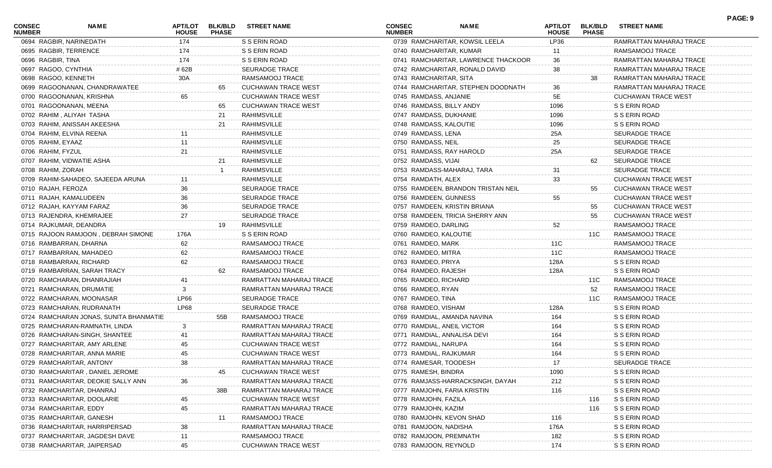| CONSEC NUMBER | NAME | APT/LOT HOUSE | BLK/BLD PHASE | STREET NAME |
|---|---|---|---|---|
| 0694 | RAGBIR, NARINEDATH | 174 | | S S ERIN ROAD |
| 0695 | RAGBIR, TERRENCE | 174 | | S S ERIN ROAD |
| 0696 | RAGBIR, TINA | 174 | | S S ERIN ROAD |
| 0697 | RAGOO, CYNTHIA | # 62B | | SEURADGE TRACE |
| 0698 | RAGOO, KENNETH | 30A | | RAMSAMOOJ TRACE |
| 0699 | RAGOONANAN, CHANDRAWATEE | | 65 | CUCHAWAN TRACE WEST |
| 0700 | RAGOONANAN, KRISHNA | 65 | | CUCHAWAN TRACE WEST |
| 0701 | RAGOONANAN, MEENA | | 65 | CUCHAWAN TRACE WEST |
| 0702 | RAHIM , ALIYAH TASHA | | 21 | RAHIMSVILLE |
| 0703 | RAHIM, ANISSAH AKEESHA | | 21 | RAHIMSVILLE |
| 0704 | RAHIM, ELVINA REENA | 11 | | RAHIMSVILLE |
| 0705 | RAHIM, EYAAZ | 11 | | RAHIMSVILLE |
| 0706 | RAHIM, FYZUL | 21 | | RAHIMSVILLE |
| 0707 | RAHIM, VIDWATIE ASHA | | 21 | RAHIMSVILLE |
| 0708 | RAHIM, ZORAH | | 1 | RAHIMSVILLE |
| 0709 | RAHIM-SAHADEO, SAJEEDA ARUNA | 11 | | RAHIMSVILLE |
| 0710 | RAJAH, FEROZA | 36 | | SEURADGE TRACE |
| 0711 | RAJAH, KAMALUDEEN | 36 | | SEURADGE TRACE |
| 0712 | RAJAH, KAYYAM FARAZ | 36 | | SEURADGE TRACE |
| 0713 | RAJENDRA, KHEMRAJEE | 27 | | SEURADGE TRACE |
| 0714 | RAJKUMAR, DEANDRA | | 19 | RAHIMSVILLE |
| 0715 | RAJOON RAMJOON , DEBRAH SIMONE | 176A | | S S ERIN ROAD |
| 0716 | RAMBARRAN, DHARNA | 62 | | RAMSAMOOJ TRACE |
| 0717 | RAMBARRAN, MAHADEO | 62 | | RAMSAMOOJ TRACE |
| 0718 | RAMBARRAN, RICHARD | 62 | | RAMSAMOOJ TRACE |
| 0719 | RAMBARRAN, SARAH TRACY | | 62 | RAMSAMOOJ TRACE |
| 0720 | RAMCHARAN, DHANRAJIAH | 41 | | RAMRATTAN MAHARAJ TRACE |
| 0721 | RAMCHARAN, DRUMATIE | 3 | | RAMRATTAN MAHARAJ TRACE |
| 0722 | RAMCHARAN, MOONASAR | LP66 | | SEURADGE TRACE |
| 0723 | RAMCHARAN, RUDRANATH | LP68 | | SEURADGE TRACE |
| 0724 | RAMCHARAN JONAS, SUNITA BHANMATIE | | 55B | RAMSAMOOJ TRACE |
| 0725 | RAMCHARAN-RAMNATH, LINDA | 3 | | RAMRATTAN MAHARAJ TRACE |
| 0726 | RAMCHARAN-SINGH, SHANTEE | 41 | | RAMRATTAN MAHARAJ TRACE |
| 0727 | RAMCHARITAR, AMY ARLENE | 45 | | CUCHAWAN TRACE WEST |
| 0728 | RAMCHARITAR, ANNA MARIE | 45 | | CUCHAWAN TRACE WEST |
| 0729 | RAMCHARITAR, ANTONY | 38 | | RAMRATTAN MAHARAJ TRACE |
| 0730 | RAMCHARITAR , DANIEL JEROME | | 45 | CUCHAWAN TRACE WEST |
| 0731 | RAMCHARITAR, DEOKIE SALLY ANN | 36 | | RAMRATTAN MAHARAJ TRACE |
| 0732 | RAMCHARITAR, DHANRAJ | | 38B | RAMRATTAN MAHARAJ TRACE |
| 0733 | RAMCHARITAR, DOOLARIE | 45 | | CUCHAWAN TRACE WEST |
| 0734 | RAMCHARITAR, EDDY | 45 | | RAMRATTAN MAHARAJ TRACE |
| 0735 | RAMCHARITAR, GANESH | | 11 | RAMSAMOOJ TRACE |
| 0736 | RAMCHARITAR, HARRIPERSAD | 38 | | RAMRATTAN MAHARAJ TRACE |
| 0737 | RAMCHARITAR, JAGDESH DAVE | 11 | | RAMSAMOOJ TRACE |
| 0738 | RAMCHARITAR, JAIPERSAD | 45 | | CUCHAWAN TRACE WEST |
| 0739 | RAMCHARITAR, KOWSIL LEELA | LP36 | | RAMRATTAN MAHARAJ TRACE |
| 0740 | RAMCHARITAR, KUMAR | 11 | | RAMSAMOOJ TRACE |
| 0741 | RAMCHARITAR, LAWRENCE THACKOOR | 36 | | RAMRATTAN MAHARAJ TRACE |
| 0742 | RAMCHARITAR, RONALD DAVID | 38 | | RAMRATTAN MAHARAJ TRACE |
| 0743 | RAMCHARITAR, SITA | | 38 | RAMRATTAN MAHARAJ TRACE |
| 0744 | RAMCHARITAR, STEPHEN DOODNATH | 36 | | RAMRATTAN MAHARAJ TRACE |
| 0745 | RAMDASS, ANJANIE | 5E | | CUCHAWAN TRACE WEST |
| 0746 | RAMDASS, BILLY ANDY | 1096 | | S S ERIN ROAD |
| 0747 | RAMDASS, DUKHANIE | 1096 | | S S ERIN ROAD |
| 0748 | RAMDASS, KALOUTIE | 1096 | | S S ERIN ROAD |
| 0749 | RAMDASS, LENA | 25A | | SEURADGE TRACE |
| 0750 | RAMDASS, NEIL | 25 | | SEURADGE TRACE |
| 0751 | RAMDASS, RAY HAROLD | 25A | | SEURADGE TRACE |
| 0752 | RAMDASS, VIJAI | | 62 | SEURADGE TRACE |
| 0753 | RAMDASS-MAHARAJ, TARA | 31 | | SEURADGE TRACE |
| 0754 | RAMDATH, ALEX | 33 | | CUCHAWAN TRACE WEST |
| 0755 | RAMDEEN, BRANDON TRISTAN NEIL | | 55 | CUCHAWAN TRACE WEST |
| 0756 | RAMDEEN, GUNNESS | 55 | | CUCHAWAN TRACE WEST |
| 0757 | RAMDEEN, KRISTIN BRIANA | | 55 | CUCHAWAN TRACE WEST |
| 0758 | RAMDEEN, TRICIA SHERRY ANN | | 55 | CUCHAWAN TRACE WEST |
| 0759 | RAMDEO, DARLING | 52 | | RAMSAMOOJ TRACE |
| 0760 | RAMDEO, KALOUTIE | | 11C | RAMSAMOOJ TRACE |
| 0761 | RAMDEO, MARK | 11C | | RAMSAMOOJ TRACE |
| 0762 | RAMDEO, MITRA | 11C | | RAMSAMOOJ TRACE |
| 0763 | RAMDEO, PRIYA | 128A | | S S ERIN ROAD |
| 0764 | RAMDEO, RAJESH | 128A | | S S ERIN ROAD |
| 0765 | RAMDEO, RICHARD | | 11C | RAMSAMOOJ TRACE |
| 0766 | RAMDEO, RYAN | | 52 | RAMSAMOOJ TRACE |
| 0767 | RAMDEO, TINA | | 11C | RAMSAMOOJ TRACE |
| 0768 | RAMDEO, VISHAM | 128A | | S S ERIN ROAD |
| 0769 | RAMDIAL, AMANDA NAVINA | 164 | | S S ERIN ROAD |
| 0770 | RAMDIAL, ANEIL VICTOR | 164 | | S S ERIN ROAD |
| 0771 | RAMDIAL, ANNALISA DEVI | 164 | | S S ERIN ROAD |
| 0772 | RAMDIAL, NARUPA | 164 | | S S ERIN ROAD |
| 0773 | RAMDIAL, RAJKUMAR | 164 | | S S ERIN ROAD |
| 0774 | RAMESAR, TOODESH | 17 | | SEURADGE TRACE |
| 0775 | RAMESH, BINDRA | 1090 | | S S ERIN ROAD |
| 0776 | RAMJASS-HARRACKSINGH, DAYAH | 212 | | S S ERIN ROAD |
| 0777 | RAMJOHN, FARIA KRISTIN | 116 | | S S ERIN ROAD |
| 0778 | RAMJOHN, FAZILA | | 116 | S S ERIN ROAD |
| 0779 | RAMJOHN, KAZIM | | 116 | S S ERIN ROAD |
| 0780 | RAMJOHN, KEVON SHAD | 116 | | S S ERIN ROAD |
| 0781 | RAMJOON, NADISHA | 176A | | S S ERIN ROAD |
| 0782 | RAMJOON, PREMNATH | 182 | | S S ERIN ROAD |
| 0783 | RAMJOON, REYNOLD | 174 | | S S ERIN ROAD |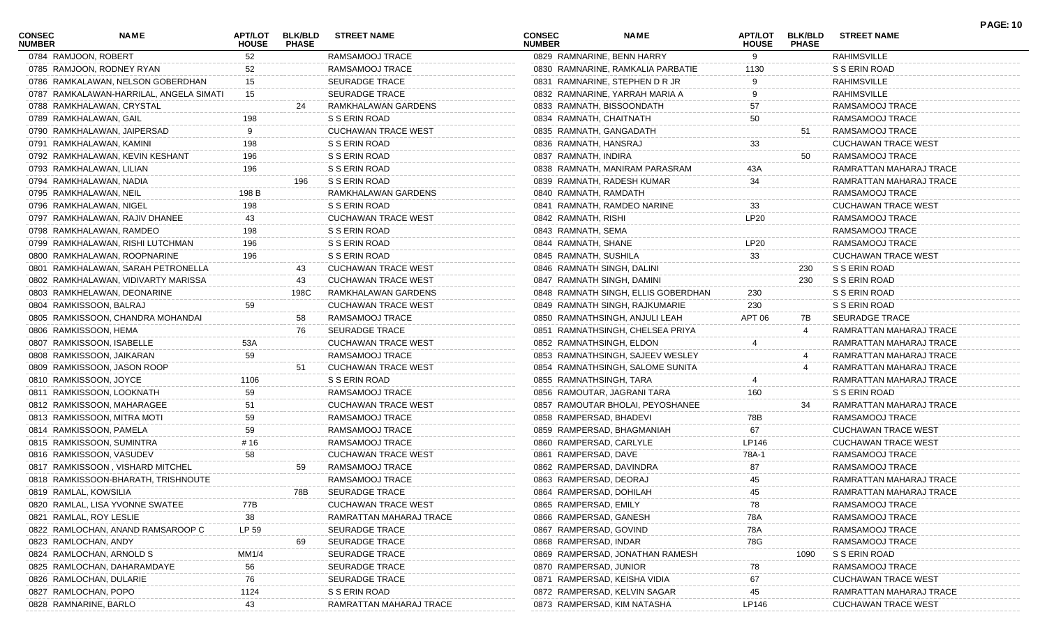| CONSEC NUMBER | NAME | APT/LOT HOUSE | BLK/BLD PHASE | STREET NAME |
|---|---|---|---|---|
| 0784 | RAMJOON, ROBERT | 52 | | RAMSAMOOJ TRACE |
| 0785 | RAMJOON, RODNEY RYAN | 52 | | RAMSAMOOJ TRACE |
| 0786 | RAMKALAWAN, NELSON GOBERDHAN | 15 | | SEURADGE TRACE |
| 0787 | RAMKALAWAN-HARRILAL, ANGELA SIMATI | 15 | | SEURADGE TRACE |
| 0788 | RAMKHALAWAN, CRYSTAL | | 24 | RAMKHALAWAN GARDENS |
| 0789 | RAMKHALAWAN, GAIL | 198 | | S S ERIN ROAD |
| 0790 | RAMKHALAWAN, JAIPERSAD | 9 | | CUCHAWAN TRACE WEST |
| 0791 | RAMKHALAWAN, KAMINI | 198 | | S S ERIN ROAD |
| 0792 | RAMKHALAWAN, KEVIN KESHANT | 196 | | S S ERIN ROAD |
| 0793 | RAMKHALAWAN, LILIAN | 196 | | S S ERIN ROAD |
| 0794 | RAMKHALAWAN, NADIA | | 196 | S S ERIN ROAD |
| 0795 | RAMKHALAWAN, NEIL | 198 B | | RAMKHALAWAN GARDENS |
| 0796 | RAMKHALAWAN, NIGEL | 198 | | S S ERIN ROAD |
| 0797 | RAMKHALAWAN, RAJIV DHANEE | 43 | | CUCHAWAN TRACE WEST |
| 0798 | RAMKHALAWAN, RAMDEO | 198 | | S S ERIN ROAD |
| 0799 | RAMKHALAWAN, RISHI LUTCHMAN | 196 | | S S ERIN ROAD |
| 0800 | RAMKHALAWAN, ROOPNARINE | 196 | | S S ERIN ROAD |
| 0801 | RAMKHALAWAN, SARAH PETRONELLA | | 43 | CUCHAWAN TRACE WEST |
| 0802 | RAMKHALAWAN, VIDIVARTY MARISSA | | 43 | CUCHAWAN TRACE WEST |
| 0803 | RAMKHELAWAN, DEONARINE | | 198C | RAMKHALAWAN GARDENS |
| 0804 | RAMKISSOON, BALRAJ | 59 | | CUCHAWAN TRACE WEST |
| 0805 | RAMKISSOON, CHANDRA MOHANDAI | | 58 | RAMSAMOOJ TRACE |
| 0806 | RAMKISSOON, HEMA | | 76 | SEURADGE TRACE |
| 0807 | RAMKISSOON, ISABELLE | 53A | | CUCHAWAN TRACE WEST |
| 0808 | RAMKISSOON, JAIKARAN | 59 | | RAMSAMOOJ TRACE |
| 0809 | RAMKISSOON, JASON ROOP | | 51 | CUCHAWAN TRACE WEST |
| 0810 | RAMKISSOON, JOYCE | 1106 | | S S ERIN ROAD |
| 0811 | RAMKISSOON, LOOKNATH | 59 | | RAMSAMOOJ TRACE |
| 0812 | RAMKISSOON, MAHARAGEE | 51 | | CUCHAWAN TRACE WEST |
| 0813 | RAMKISSOON, MITRA MOTI | 59 | | RAMSAMOOJ TRACE |
| 0814 | RAMKISSOON, PAMELA | 59 | | RAMSAMOOJ TRACE |
| 0815 | RAMKISSOON, SUMINTRA | # 16 | | RAMSAMOOJ TRACE |
| 0816 | RAMKISSOON, VASUDEV | 58 | | CUCHAWAN TRACE WEST |
| 0817 | RAMKISSOON , VISHARD MITCHEL | | 59 | RAMSAMOOJ TRACE |
| 0818 | RAMKISSOON-BHARATH, TRISHNOUTE | | | RAMSAMOOJ TRACE |
| 0819 | RAMLAL, KOWSILIA | | 78B | SEURADGE TRACE |
| 0820 | RAMLAL, LISA YVONNE SWATEE | 77B | | CUCHAWAN TRACE WEST |
| 0821 | RAMLAL, ROY LESLIE | 38 | | RAMRATTAN MAHARAJ TRACE |
| 0822 | RAMLOCHAN, ANAND RAMSAROOP C | LP 59 | | SEURADGE TRACE |
| 0823 | RAMLOCHAN, ANDY | | 69 | SEURADGE TRACE |
| 0824 | RAMLOCHAN, ARNOLD S | MM1/4 | | SEURADGE TRACE |
| 0825 | RAMLOCHAN, DAHARAMDAYE | 56 | | SEURADGE TRACE |
| 0826 | RAMLOCHAN, DULARIE | 76 | | SEURADGE TRACE |
| 0827 | RAMLOCHAN, POPO | 1124 | | S S ERIN ROAD |
| 0828 | RAMNARINE, BARLO | 43 | | RAMRATTAN MAHARAJ TRACE |
| 0829 | RAMNARINE, BENN HARRY | 9 | | RAHIMSVILLE |
| 0830 | RAMNARINE, RAMKALIA PARBATIE | 1130 | | S S ERIN ROAD |
| 0831 | RAMNARINE, STEPHEN D R JR | 9 | | RAHIMSVILLE |
| 0832 | RAMNARINE, YARRAH MARIA A | 9 | | RAHIMSVILLE |
| 0833 | RAMNATH, BISSOONDATH | 57 | | RAMSAMOOJ TRACE |
| 0834 | RAMNATH, CHAITNATH | 50 | | RAMSAMOOJ TRACE |
| 0835 | RAMNATH, GANGADATH | | 51 | RAMSAMOOJ TRACE |
| 0836 | RAMNATH, HANSRAJ | 33 | | CUCHAWAN TRACE WEST |
| 0837 | RAMNATH, INDIRA | | 50 | RAMSAMOOJ TRACE |
| 0838 | RAMNATH, MANIRAM PARASRAM | 43A | | RAMRATTAN MAHARAJ TRACE |
| 0839 | RAMNATH, RADESH KUMAR | 34 | | RAMRATTAN MAHARAJ TRACE |
| 0840 | RAMNATH, RAMDATH | | | RAMSAMOOJ TRACE |
| 0841 | RAMNATH, RAMDEO NARINE | 33 | | CUCHAWAN TRACE WEST |
| 0842 | RAMNATH, RISHI | LP20 | | RAMSAMOOJ TRACE |
| 0843 | RAMNATH, SEMA | | | RAMSAMOOJ TRACE |
| 0844 | RAMNATH, SHANE | LP20 | | RAMSAMOOJ TRACE |
| 0845 | RAMNATH, SUSHILA | 33 | | CUCHAWAN TRACE WEST |
| 0846 | RAMNATH SINGH, DALINI | | 230 | S S ERIN ROAD |
| 0847 | RAMNATH SINGH, DAMINI | | 230 | S S ERIN ROAD |
| 0848 | RAMNATH SINGH, ELLIS GOBERDHAN | 230 | | S S ERIN ROAD |
| 0849 | RAMNATH SINGH, RAJKUMARIE | 230 | | S S ERIN ROAD |
| 0850 | RAMNATHSINGH, ANJULI LEAH | APT 06 | 7B | SEURADGE TRACE |
| 0851 | RAMNATHSINGH, CHELSEA PRIYA | | 4 | RAMRATTAN MAHARAJ TRACE |
| 0852 | RAMNATHSINGH, ELDON | 4 | | RAMRATTAN MAHARAJ TRACE |
| 0853 | RAMNATHSINGH, SAJEEV WESLEY | | 4 | RAMRATTAN MAHARAJ TRACE |
| 0854 | RAMNATHSINGH, SALOME SUNITA | | 4 | RAMRATTAN MAHARAJ TRACE |
| 0855 | RAMNATHSINGH, TARA | 4 | | RAMRATTAN MAHARAJ TRACE |
| 0856 | RAMOUTAR, JAGRANI TARA | 160 | | S S ERIN ROAD |
| 0857 | RAMOUTAR BHOLAI, PEYOSHANEE | | 34 | RAMRATTAN MAHARAJ TRACE |
| 0858 | RAMPERSAD, BHADEVI | 78B | | RAMSAMOOJ TRACE |
| 0859 | RAMPERSAD, BHAGMANIAH | 67 | | CUCHAWAN TRACE WEST |
| 0860 | RAMPERSAD, CARLYLE | LP146 | | CUCHAWAN TRACE WEST |
| 0861 | RAMPERSAD, DAVE | 78A-1 | | RAMSAMOOJ TRACE |
| 0862 | RAMPERSAD, DAVINDRA | 87 | | RAMSAMOOJ TRACE |
| 0863 | RAMPERSAD, DEORAJ | 45 | | RAMRATTAN MAHARAJ TRACE |
| 0864 | RAMPERSAD, DOHILAH | 45 | | RAMRATTAN MAHARAJ TRACE |
| 0865 | RAMPERSAD, EMILY | 78 | | RAMSAMOOJ TRACE |
| 0866 | RAMPERSAD, GANESH | 78A | | RAMSAMOOJ TRACE |
| 0867 | RAMPERSAD, GOVIND | 78A | | RAMSAMOOJ TRACE |
| 0868 | RAMPERSAD, INDAR | 78G | | RAMSAMOOJ TRACE |
| 0869 | RAMPERSAD, JONATHAN RAMESH | | 1090 | S S ERIN ROAD |
| 0870 | RAMPERSAD, JUNIOR | 78 | | RAMSAMOOJ TRACE |
| 0871 | RAMPERSAD, KEISHA VIDIA | 67 | | CUCHAWAN TRACE WEST |
| 0872 | RAMPERSAD, KELVIN SAGAR | 45 | | RAMRATTAN MAHARAJ TRACE |
| 0873 | RAMPERSAD, KIM NATASHA | LP146 | | CUCHAWAN TRACE WEST |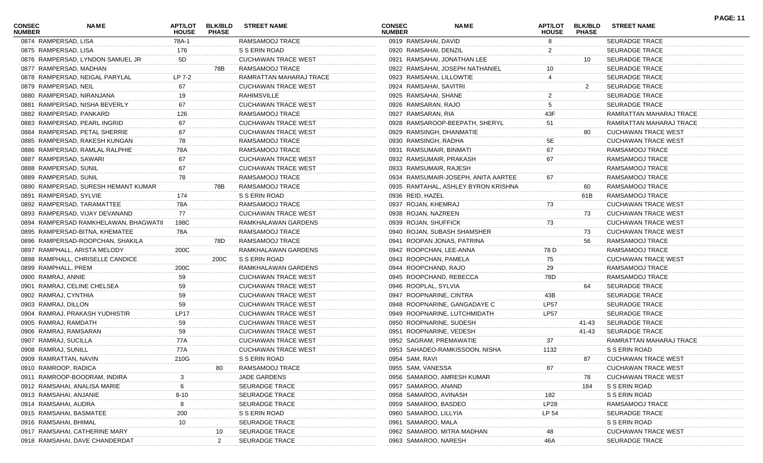| CONSEC NUMBER | NAME | APT/LOT HOUSE | BLK/BLD PHASE | STREET NAME |
|---|---|---|---|---|
| 0874 | RAMPERSAD, LISA | 78A-1 | | RAMSAMOOJ TRACE |
| 0875 | RAMPERSAD, LISA | 176 | | S S ERIN ROAD |
| 0876 | RAMPERSAD, LYNDON SAMUEL JR | 5D | | CUCHAWAN TRACE WEST |
| 0877 | RAMPERSAD, MADHAN | | 78B | RAMSAMOOJ TRACE |
| 0878 | RAMPERSAD, NEIGAL PARYLAL | LP 7-2 | | RAMRATTAN MAHARAJ TRACE |
| 0879 | RAMPERSAD, NEIL | 67 | | CUCHAWAN TRACE WEST |
| 0880 | RAMPERSAD, NIRANJANA | 19 | | RAHIMSVILLE |
| 0881 | RAMPERSAD, NISHA BEVERLY | 67 | | CUCHAWAN TRACE WEST |
| 0882 | RAMPERSAD, PANKARD | 126 | | RAMSAMOOJ TRACE |
| 0883 | RAMPERSAD, PEARL INGRID | 67 | | CUCHAWAN TRACE WEST |
| 0884 | RAMPERSAD, PETAL SHERRIE | 67 | | CUCHAWAN TRACE WEST |
| 0885 | RAMPERSAD, RAKESH KUNGAN | 78 | | RAMSAMOOJ TRACE |
| 0886 | RAMPERSAD, RAMLAL RALPHIE | 78A | | RAMSAMOOJ TRACE |
| 0887 | RAMPERSAD, SAWARI | 67 | | CUCHAWAN TRACE WEST |
| 0888 | RAMPERSAD, SUNIL | 67 | | CUCHAWAN TRACE WEST |
| 0889 | RAMPERSAD, SUNIL | 78 | | RAMSAMOOJ TRACE |
| 0890 | RAMPERSAD, SURESH HEMANT KUMAR | | 78B | RAMSAMOOJ TRACE |
| 0891 | RAMPERSAD, SYLVIE | 174 | | S S ERIN ROAD |
| 0892 | RAMPERSAD, TARAMATTEE | 78A | | RAMSAMOOJ TRACE |
| 0893 | RAMPERSAD, VIJAY DEVANAND | 77 | | CUCHAWAN TRACE WEST |
| 0894 | RAMPERSAD RAMKHELAWAN, BHAGWATII | 198C | | RAMKHALAWAN GARDENS |
| 0895 | RAMPERSAD-BITNA, KHEMATEE | 78A | | RAMSAMOOJ TRACE |
| 0896 | RAMPERSAD-ROOPCHAN, SHAKILA | | 78D | RAMSAMOOJ TRACE |
| 0897 | RAMPHALL, ARISTA MELODY | 200C | | RAMKHALAWAN GARDENS |
| 0898 | RAMPHALL, CHRISELLE CANDICE | | 200C | S S ERIN ROAD |
| 0899 | RAMPHALL, PREM | 200C | | RAMKHALAWAN GARDENS |
| 0900 | RAMRAJ, ANNIE | 59 | | CUCHAWAN TRACE WEST |
| 0901 | RAMRAJ, CELINE CHELSEA | 59 | | CUCHAWAN TRACE WEST |
| 0902 | RAMRAJ, CYNTHIA | 59 | | CUCHAWAN TRACE WEST |
| 0903 | RAMRAJ, DILLON | 59 | | CUCHAWAN TRACE WEST |
| 0904 | RAMRAJ, PRAKASH YUDHISTIR | LP17 | | CUCHAWAN TRACE WEST |
| 0905 | RAMRAJ, RAMDATH | 59 | | CUCHAWAN TRACE WEST |
| 0906 | RAMRAJ, RAMSARAN | 59 | | CUCHAWAN TRACE WEST |
| 0907 | RAMRAJ, SUCILLA | 77A | | CUCHAWAN TRACE WEST |
| 0908 | RAMRAJ, SUNILL | 77A | | CUCHAWAN TRACE WEST |
| 0909 | RAMRATTAN, NAVIN | 210G | | S S ERIN ROAD |
| 0910 | RAMROOP, RADICA | | 80 | RAMSAMOOJ TRACE |
| 0911 | RAMROOP-BOODRAM, INDIRA | 3 | | JADE GARDENS |
| 0912 | RAMSAHAI, ANALISA MARIE | 6 | | SEURADGE TRACE |
| 0913 | RAMSAHAI, ANJANIE | 8-10 | | SEURADGE TRACE |
| 0914 | RAMSAHAI, AUDRA | 8 | | SEURADGE TRACE |
| 0915 | RAMSAHAI, BASMATEE | 200 | | S S ERIN ROAD |
| 0916 | RAMSAHAI, BHIMAL | 10 | | SEURADGE TRACE |
| 0917 | RAMSAHAI, CATHERINE MARY | | 10 | SEURADGE TRACE |
| 0918 | RAMSAHAI, DAVE CHANDERDAT | | 2 | SEURADGE TRACE |
| 0919 | RAMSAHAI, DAVID | 8 | | SEURADGE TRACE |
| 0920 | RAMSAHAI, DENZIL | 2 | | SEURADGE TRACE |
| 0921 | RAMSAHAI, JONATHAN LEE | | 10 | SEURADGE TRACE |
| 0922 | RAMSAHAI, JOSEPH NATHANIEL | 10 | | SEURADGE TRACE |
| 0923 | RAMSAHAI, LILLOWTIE | 4 | | SEURADGE TRACE |
| 0924 | RAMSAHAI, SAVITRI | | 2 | SEURADGE TRACE |
| 0925 | RAMSAHAI, SHANE | 2 | | SEURADGE TRACE |
| 0926 | RAMSARAN, RAJO | 5 | | SEURADGE TRACE |
| 0927 | RAMSARAN, RIA | 43F | | RAMRATTAN MAHARAJ TRACE |
| 0928 | RAMSAROOP-BEEPATH, SHERYL | 51 | | RAMRATTAN MAHARAJ TRACE |
| 0929 | RAMSINGH, DHANMATIE | | 80 | CUCHAWAN TRACE WEST |
| 0930 | RAMSINGH, RADHA | 5E | | CUCHAWAN TRACE WEST |
| 0931 | RAMSUMAIR, BINMATI | 67 | | RAMSAMOOJ TRACE |
| 0932 | RAMSUMAIR, PRAKASH | 67 | | RAMSAMOOJ TRACE |
| 0933 | RAMSUMAIR, RAJESH | | | RAMSAMOOJ TRACE |
| 0934 | RAMSUMAIR-JOSEPH, ANITA AARTEE | 67 | | RAMSAMOOJ TRACE |
| 0935 | RAMTAHAL, ASHLEY BYRON KRISHNA | | 60 | RAMSAMOOJ TRACE |
| 0936 | REID, HAZEL | | 61B | RAMSAMOOJ TRACE |
| 0937 | ROJAN, KHEMRAJ | 73 | | CUCHAWAN TRACE WEST |
| 0938 | ROJAN, NAZREEN | | 73 | CUCHAWAN TRACE WEST |
| 0939 | ROJAN, SHUFFICK | 73 | | CUCHAWAN TRACE WEST |
| 0940 | ROJAN, SUBASH SHAMSHER | | 73 | CUCHAWAN TRACE WEST |
| 0941 | ROOPAN JONAS, PATRINA | | 56 | RAMSAMOOJ TRACE |
| 0942 | ROOPCHAN, LEE-ANNA | 78 D | | RAMSAMOOJ TRACE |
| 0943 | ROOPCHAN, PAMELA | 75 | | CUCHAWAN TRACE WEST |
| 0944 | ROOPCHAND, RAJO | 29 | | RAMSAMOOJ TRACE |
| 0945 | ROOPCHAND, REBECCA | 78D | | RAMSAMOOJ TRACE |
| 0946 | ROOPLAL, SYLVIA | | 64 | SEURADGE TRACE |
| 0947 | ROOPNARINE, CINTRA | 43B | | SEURADGE TRACE |
| 0948 | ROOPNARINE, GANGADAYE C | LP57 | | SEURADGE TRACE |
| 0949 | ROOPNARINE, LUTCHMIDATH | LP57 | | SEURADGE TRACE |
| 0950 | ROOPNARINE, SUDESH | | 41-43 | SEURADGE TRACE |
| 0951 | ROOPNARINE, VEDESH | | 41-43 | SEURADGE TRACE |
| 0952 | SAGRAM, PREMAWATIE | 37 | | RAMRATTAN MAHARAJ TRACE |
| 0953 | SAHADEO-RAMKISSOON, NISHA | 1132 | | S S ERIN ROAD |
| 0954 | SAM, RAVI | | 87 | CUCHAWAN TRACE WEST |
| 0955 | SAM, VANESSA | 87 | | CUCHAWAN TRACE WEST |
| 0956 | SAMAROO, AMRESH KUMAR | | 78 | CUCHAWAN TRACE WEST |
| 0957 | SAMAROO, ANAND | | 184 | S S ERIN ROAD |
| 0958 | SAMAROO, AVINASH | 182 | | S S ERIN ROAD |
| 0959 | SAMAROO, BASDEO | LP28 | | RAMSAMOOJ TRACE |
| 0960 | SAMAROO, LILLYIA | LP 54 | | SEURADGE TRACE |
| 0961 | SAMAROO, MALA | | | S S ERIN ROAD |
| 0962 | SAMAROO, MITRA MADHAN | 48 | | CUCHAWAN TRACE WEST |
| 0963 | SAMAROO, NARESH | 46A | | SEURADGE TRACE |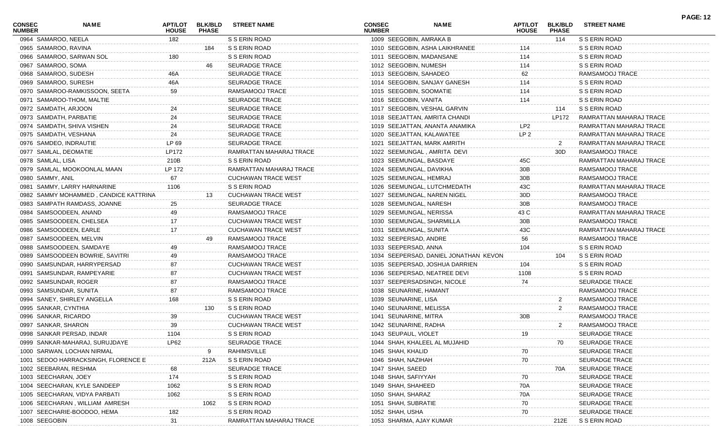| CONSEC NUMBER | NAME | APT/LOT HOUSE | BLK/BLD PHASE | STREET NAME |
|---|---|---|---|---|
| 0964 | SAMAROO, NEELA | 182 | | S S ERIN ROAD |
| 0965 | SAMAROO, RAVINA | | 184 | S S ERIN ROAD |
| 0966 | SAMAROO, SARWAN SOL | 180 | | S S ERIN ROAD |
| 0967 | SAMAROO, SOMA | | 46 | SEURADGE TRACE |
| 0968 | SAMAROO, SUDESH | 46A | | SEURADGE TRACE |
| 0969 | SAMAROO, SURESH | 46A | | SEURADGE TRACE |
| 0970 | SAMAROO-RAMKISSOON, SEETA | 59 | | RAMSAMOOJ TRACE |
| 0971 | SAMAROO-THOM, MALTIE | | | SEURADGE TRACE |
| 0972 | SAMDATH, ARJOON | 24 | | SEURADGE TRACE |
| 0973 | SAMDATH, PARBATIE | 24 | | SEURADGE TRACE |
| 0974 | SAMDATH, SHIVA VISHEN | 24 | | SEURADGE TRACE |
| 0975 | SAMDATH, VESHANA | 24 | | SEURADGE TRACE |
| 0976 | SAMDEO, INDRAUTIE | LP 69 | | SEURADGE TRACE |
| 0977 | SAMLAL, DEOMATIE | LP172 | | RAMRATTAN MAHARAJ TRACE |
| 0978 | SAMLAL, LISA | 210B | | S S ERIN ROAD |
| 0979 | SAMLAL, MOOKOONLAL MAAN | LP 172 | | RAMRATTAN MAHARAJ TRACE |
| 0980 | SAMMY, ANIL | 67 | | CUCHAWAN TRACE WEST |
| 0981 | SAMMY, LARRY HARNARINE | 1106 | | S S ERIN ROAD |
| 0982 | SAMMY MOHAMMED , CANDICE KATTRINA | | 13 | CUCHAWAN TRACE WEST |
| 0983 | SAMPATH RAMDASS, JOANNE | 25 | | SEURADGE TRACE |
| 0984 | SAMSOODEEN, ANAND | 49 | | RAMSAMOOJ TRACE |
| 0985 | SAMSOODEEN, CHELSEA | 17 | | CUCHAWAN TRACE WEST |
| 0986 | SAMSOODEEN, EARLE | 17 | | CUCHAWAN TRACE WEST |
| 0987 | SAMSOODEEN, MELVIN | | 49 | RAMSAMOOJ TRACE |
| 0988 | SAMSOODEEN, SAMDAYE | 49 | | RAMSAMOOJ TRACE |
| 0989 | SAMSOODEEN BOWRIE, SAVITRI | 49 | | RAMSAMOOJ TRACE |
| 0990 | SAMSUNDAR, HARRYPERSAD | 87 | | CUCHAWAN TRACE WEST |
| 0991 | SAMSUNDAR, RAMPEYARIE | 87 | | CUCHAWAN TRACE WEST |
| 0992 | SAMSUNDAR, ROGER | 87 | | RAMSAMOOJ TRACE |
| 0993 | SAMSUNDAR, SUNITA | 87 | | RAMSAMOOJ TRACE |
| 0994 | SANEY, SHIRLEY ANGELLA | 168 | | S S ERIN ROAD |
| 0995 | SANKAR, CYNTHIA | | 130 | S S ERIN ROAD |
| 0996 | SANKAR, RICARDO | 39 | | CUCHAWAN TRACE WEST |
| 0997 | SANKAR, SHARON | 39 | | CUCHAWAN TRACE WEST |
| 0998 | SANKAR PERSAD, INDAR | 1104 | | S S ERIN ROAD |
| 0999 | SANKAR-MAHARAJ, SURUJDAYE | LP62 | | SEURADGE TRACE |
| 1000 | SARWAN, LOCHAN NIRMAL | | 9 | RAHIMSVILLE |
| 1001 | SEDOO HARRACKSINGH, FLORENCE E | | 212A | S S ERIN ROAD |
| 1002 | SEEBARAN, RESHMA | 68 | | SEURADGE TRACE |
| 1003 | SEECHARAN, JOEY | 174 | | S S ERIN ROAD |
| 1004 | SEECHARAN, KYLE SANDEEP | 1062 | | S S ERIN ROAD |
| 1005 | SEECHARAN, VIDYA PARBATI | 1062 | | S S ERIN ROAD |
| 1006 | SEECHARAN , WILLIAM AMRESH | | 1062 | S S ERIN ROAD |
| 1007 | SEECHARIE-BOODOO, HEMA | 182 | | S S ERIN ROAD |
| 1008 | SEEGOBIN | 31 | | RAMRATTAN MAHARAJ TRACE |
| 1009 | SEEGOBIN, AMRAKA B | | 114 | S S ERIN ROAD |
| 1010 | SEEGOBIN, ASHA LAIKHRANEE | 114 | | S S ERIN ROAD |
| 1011 | SEEGOBIN, MADANSANE | 114 | | S S ERIN ROAD |
| 1012 | SEEGOBIN, NUMESH | 114 | | S S ERIN ROAD |
| 1013 | SEEGOBIN, SAHADEO | 62 | | RAMSAMOOJ TRACE |
| 1014 | SEEGOBIN, SANJAY GANESH | 114 | | S S ERIN ROAD |
| 1015 | SEEGOBIN, SOOMATIE | 114 | | S S ERIN ROAD |
| 1016 | SEEGOBIN, VANITA | 114 | | S S ERIN ROAD |
| 1017 | SEEGOBIN, VESHAL GARVIN | | 114 | S S ERIN ROAD |
| 1018 | SEEJATTAN, AMRITA CHANDI | | LP172 | RAMRATTAN MAHARAJ TRACE |
| 1019 | SEEJATTAN, ANANTA ANAMIKA | LP2 | | RAMRATTAN MAHARAJ TRACE |
| 1020 | SEEJATTAN, KALAWATEE | LP 2 | | RAMRATTAN MAHARAJ TRACE |
| 1021 | SEEJATTAN, MARK AMRITH | | 2 | RAMRATTAN MAHARAJ TRACE |
| 1022 | SEEMUNGAL , AMRITA DEVI | | 30D | RAMSAMOOJ TRACE |
| 1023 | SEEMUNGAL, BASDAYE | 45C | | RAMRATTAN MAHARAJ TRACE |
| 1024 | SEEMUNGAL, DAVIKHA | 30B | | RAMSAMOOJ TRACE |
| 1025 | SEEMUNGAL, HEMRAJ | 30B | | RAMSAMOOJ TRACE |
| 1026 | SEEMUNGAL, LUTCHMEDATH | 43C | | RAMRATTAN MAHARAJ TRACE |
| 1027 | SEEMUNGAL, NAREN NIGEL | 30D | | RAMSAMOOJ TRACE |
| 1028 | SEEMUNGAL, NARESH | 30B | | RAMSAMOOJ TRACE |
| 1029 | SEEMUNGAL, NERISSA | 43 C | | RAMRATTAN MAHARAJ TRACE |
| 1030 | SEEMUNGAL, SHARMILLA | 30B | | RAMSAMOOJ TRACE |
| 1031 | SEEMUNGAL, SUNITA | 43C | | RAMRATTAN MAHARAJ TRACE |
| 1032 | SEEPERSAD, ANDRE | 56 | | RAMSAMOOJ TRACE |
| 1033 | SEEPERSAD, ANNA | 104 | | S S ERIN ROAD |
| 1034 | SEEPERSAD, DANIEL JONATHAN KEVON | | 104 | S S ERIN ROAD |
| 1035 | SEEPERSAD, JOSHUA DARRIEN | 104 | | S S ERIN ROAD |
| 1036 | SEEPERSAD, NEATREE DEVI | 1108 | | S S ERIN ROAD |
| 1037 | SEEPERSADSINGH, NICOLE | 74 | | SEURADGE TRACE |
| 1038 | SEUNARINE, HAMANT | | | RAMSAMOOJ TRACE |
| 1039 | SEUNARINE, LISA | | 2 | RAMSAMOOJ TRACE |
| 1040 | SEUNARINE, MELISSA | | 2 | RAMSAMOOJ TRACE |
| 1041 | SEUNARINE, MITRA | 30B | | RAMSAMOOJ TRACE |
| 1042 | SEUNARINE, RADHA | | 2 | RAMSAMOOJ TRACE |
| 1043 | SEUPAUL, VIOLET | 19 | | SEURADGE TRACE |
| 1044 | SHAH, KHALEEL AL MUJAHID | | 70 | SEURADGE TRACE |
| 1045 | SHAH, KHALID | 70 | | SEURADGE TRACE |
| 1046 | SHAH, NAZIHAH | 70 | | SEURADGE TRACE |
| 1047 | SHAH, SAEED | | 70A | SEURADGE TRACE |
| 1048 | SHAH, SAFIYYAH | 70 | | SEURADGE TRACE |
| 1049 | SHAH, SHAHEED | 70A | | SEURADGE TRACE |
| 1050 | SHAH, SHARAZ | 70A | | SEURADGE TRACE |
| 1051 | SHAH, SUBRATIE | 70 | | SEURADGE TRACE |
| 1052 | SHAH, USHA | 70 | | SEURADGE TRACE |
| 1053 | SHARMA, AJAY KUMAR | | 212E | S S ERIN ROAD |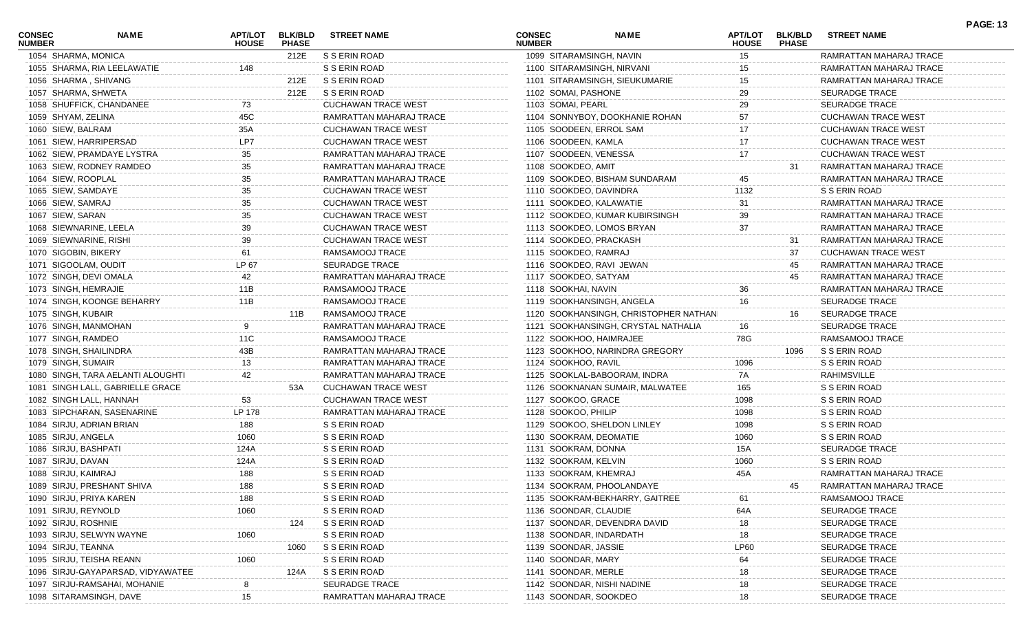| CONSEC NUMBER | NAME | APT/LOT HOUSE | BLK/BLD PHASE | STREET NAME |
|---|---|---|---|---|
| 1054 | SHARMA, MONICA | | 212E | S S ERIN ROAD |
| 1055 | SHARMA, RIA LEELAWATIE | 148 | | S S ERIN ROAD |
| 1056 | SHARMA , SHIVANG | | 212E | S S ERIN ROAD |
| 1057 | SHARMA, SHWETA | | 212E | S S ERIN ROAD |
| 1058 | SHUFFICK, CHANDANEE | 73 | | CUCHAWAN TRACE WEST |
| 1059 | SHYAM, ZELINA | 45C | | RAMRATTAN MAHARAJ TRACE |
| 1060 | SIEW, BALRAM | 35A | | CUCHAWAN TRACE WEST |
| 1061 | SIEW, HARRIPERSAD | LP7 | | CUCHAWAN TRACE WEST |
| 1062 | SIEW, PRAMDAYE LYSTRA | 35 | | RAMRATTAN MAHARAJ TRACE |
| 1063 | SIEW, RODNEY RAMDEO | 35 | | RAMRATTAN MAHARAJ TRACE |
| 1064 | SIEW, ROOPLAL | 35 | | RAMRATTAN MAHARAJ TRACE |
| 1065 | SIEW, SAMDAYE | 35 | | CUCHAWAN TRACE WEST |
| 1066 | SIEW, SAMRAJ | 35 | | CUCHAWAN TRACE WEST |
| 1067 | SIEW, SARAN | 35 | | CUCHAWAN TRACE WEST |
| 1068 | SIEWNARINE, LEELA | 39 | | CUCHAWAN TRACE WEST |
| 1069 | SIEWNARINE, RISHI | 39 | | CUCHAWAN TRACE WEST |
| 1070 | SIGOBIN, BIKERY | 61 | | RAMSAMOOJ TRACE |
| 1071 | SIGOOLAM, OUDIT | LP 67 | | SEURADGE TRACE |
| 1072 | SINGH, DEVI OMALA | 42 | | RAMRATTAN MAHARAJ TRACE |
| 1073 | SINGH, HEMRAJIE | 11B | | RAMSAMOOJ TRACE |
| 1074 | SINGH, KOONGE BEHARRY | 11B | | RAMSAMOOJ TRACE |
| 1075 | SINGH, KUBAIR | | 11B | RAMSAMOOJ TRACE |
| 1076 | SINGH, MANMOHAN | 9 | | RAMRATTAN MAHARAJ TRACE |
| 1077 | SINGH, RAMDEO | 11C | | RAMSAMOOJ TRACE |
| 1078 | SINGH, SHAILINDRA | 43B | | RAMRATTAN MAHARAJ TRACE |
| 1079 | SINGH, SUMAIR | 13 | | RAMRATTAN MAHARAJ TRACE |
| 1080 | SINGH, TARA AELANTI ALOUGHTI | 42 | | RAMRATTAN MAHARAJ TRACE |
| 1081 | SINGH LALL, GABRIELLE GRACE | | 53A | CUCHAWAN TRACE WEST |
| 1082 | SINGH LALL, HANNAH | 53 | | CUCHAWAN TRACE WEST |
| 1083 | SIPCHARAN, SASENARINE | LP 178 | | RAMRATTAN MAHARAJ TRACE |
| 1084 | SIRJU, ADRIAN BRIAN | 188 | | S S ERIN ROAD |
| 1085 | SIRJU, ANGELA | 1060 | | S S ERIN ROAD |
| 1086 | SIRJU, BASHPATI | 124A | | S S ERIN ROAD |
| 1087 | SIRJU, DAVAN | 124A | | S S ERIN ROAD |
| 1088 | SIRJU, KAIMRAJ | 188 | | S S ERIN ROAD |
| 1089 | SIRJU, PRESHANT SHIVA | 188 | | S S ERIN ROAD |
| 1090 | SIRJU, PRIYA KAREN | 188 | | S S ERIN ROAD |
| 1091 | SIRJU, REYNOLD | 1060 | | S S ERIN ROAD |
| 1092 | SIRJU, ROSHNIE | | 124 | S S ERIN ROAD |
| 1093 | SIRJU, SELWYN WAYNE | 1060 | | S S ERIN ROAD |
| 1094 | SIRJU, TEANNA | | 1060 | S S ERIN ROAD |
| 1095 | SIRJU, TEISHA REANN | 1060 | | S S ERIN ROAD |
| 1096 | SIRJU-GAYAPARSAD, VIDYAWATEE | | 124A | S S ERIN ROAD |
| 1097 | SIRJU-RAMSAHAI, MOHANIE | 8 | | SEURADGE TRACE |
| 1098 | SITARAMSINGH, DAVE | 15 | | RAMRATTAN MAHARAJ TRACE |
| 1099 | SITARAMSINGH, NAVIN | 15 | | RAMRATTAN MAHARAJ TRACE |
| 1100 | SITARAMSINGH, NIRVANI | 15 | | RAMRATTAN MAHARAJ TRACE |
| 1101 | SITARAMSINGH, SIEUKUMARIE | 15 | | RAMRATTAN MAHARAJ TRACE |
| 1102 | SOMAI, PASHONE | 29 | | SEURADGE TRACE |
| 1103 | SOMAI, PEARL | 29 | | SEURADGE TRACE |
| 1104 | SONNYBOY, DOOKHANIE ROHAN | 57 | | CUCHAWAN TRACE WEST |
| 1105 | SOODEEN, ERROL SAM | 17 | | CUCHAWAN TRACE WEST |
| 1106 | SOODEEN, KAMLA | 17 | | CUCHAWAN TRACE WEST |
| 1107 | SOODEEN, VENESSA | 17 | | CUCHAWAN TRACE WEST |
| 1108 | SOOKDEO, AMIT | | 31 | RAMRATTAN MAHARAJ TRACE |
| 1109 | SOOKDEO, BISHAM SUNDARAM | 45 | | RAMRATTAN MAHARAJ TRACE |
| 1110 | SOOKDEO, DAVINDRA | 1132 | | S S ERIN ROAD |
| 1111 | SOOKDEO, KALAWATIE | 31 | | RAMRATTAN MAHARAJ TRACE |
| 1112 | SOOKDEO, KUMAR KUBIRSINGH | 39 | | RAMRATTAN MAHARAJ TRACE |
| 1113 | SOOKDEO, LOMOS BRYAN | 37 | | RAMRATTAN MAHARAJ TRACE |
| 1114 | SOOKDEO, PRACKASH | | 31 | RAMRATTAN MAHARAJ TRACE |
| 1115 | SOOKDEO, RAMRAJ | | 37 | CUCHAWAN TRACE WEST |
| 1116 | SOOKDEO, RAVI JEWAN | | 45 | RAMRATTAN MAHARAJ TRACE |
| 1117 | SOOKDEO, SATYAM | | 45 | RAMRATTAN MAHARAJ TRACE |
| 1118 | SOOKHAI, NAVIN | 36 | | RAMRATTAN MAHARAJ TRACE |
| 1119 | SOOKHANSINGH, ANGELA | 16 | | SEURADGE TRACE |
| 1120 | SOOKHANSINGH, CHRISTOPHER NATHAN | | 16 | SEURADGE TRACE |
| 1121 | SOOKHANSINGH, CRYSTAL NATHALIA | 16 | | SEURADGE TRACE |
| 1122 | SOOKHOO, HAIMRAJEE | 78G | | RAMSAMOOJ TRACE |
| 1123 | SOOKHOO, NARINDRA GREGORY | | 1096 | S S ERIN ROAD |
| 1124 | SOOKHOO, RAVIL | 1096 | | S S ERIN ROAD |
| 1125 | SOOKLAL-BABOORAM, INDRA | 7A | | RAHIMSVILLE |
| 1126 | SOOKNANAN SUMAIR, MALWATEE | 165 | | S S ERIN ROAD |
| 1127 | SOOKOO, GRACE | 1098 | | S S ERIN ROAD |
| 1128 | SOOKOO, PHILIP | 1098 | | S S ERIN ROAD |
| 1129 | SOOKOO, SHELDON LINLEY | 1098 | | S S ERIN ROAD |
| 1130 | SOOKRAM, DEOMATIE | 1060 | | S S ERIN ROAD |
| 1131 | SOOKRAM, DONNA | 15A | | SEURADGE TRACE |
| 1132 | SOOKRAM, KELVIN | 1060 | | S S ERIN ROAD |
| 1133 | SOOKRAM, KHEMRAJ | 45A | | RAMRATTAN MAHARAJ TRACE |
| 1134 | SOOKRAM, PHOOLANDAYE | | 45 | RAMRATTAN MAHARAJ TRACE |
| 1135 | SOOKRAM-BEKHARRY, GAITREE | 61 | | RAMSAMOOJ TRACE |
| 1136 | SOONDAR, CLAUDIE | 64A | | SEURADGE TRACE |
| 1137 | SOONDAR, DEVENDRA DAVID | 18 | | SEURADGE TRACE |
| 1138 | SOONDAR, INDARDATH | 18 | | SEURADGE TRACE |
| 1139 | SOONDAR, JASSIE | LP60 | | SEURADGE TRACE |
| 1140 | SOONDAR, MARY | 64 | | SEURADGE TRACE |
| 1141 | SOONDAR, MERLE | 18 | | SEURADGE TRACE |
| 1142 | SOONDAR, NISHI NADINE | 18 | | SEURADGE TRACE |
| 1143 | SOONDAR, SOOKDEO | 18 | | SEURADGE TRACE |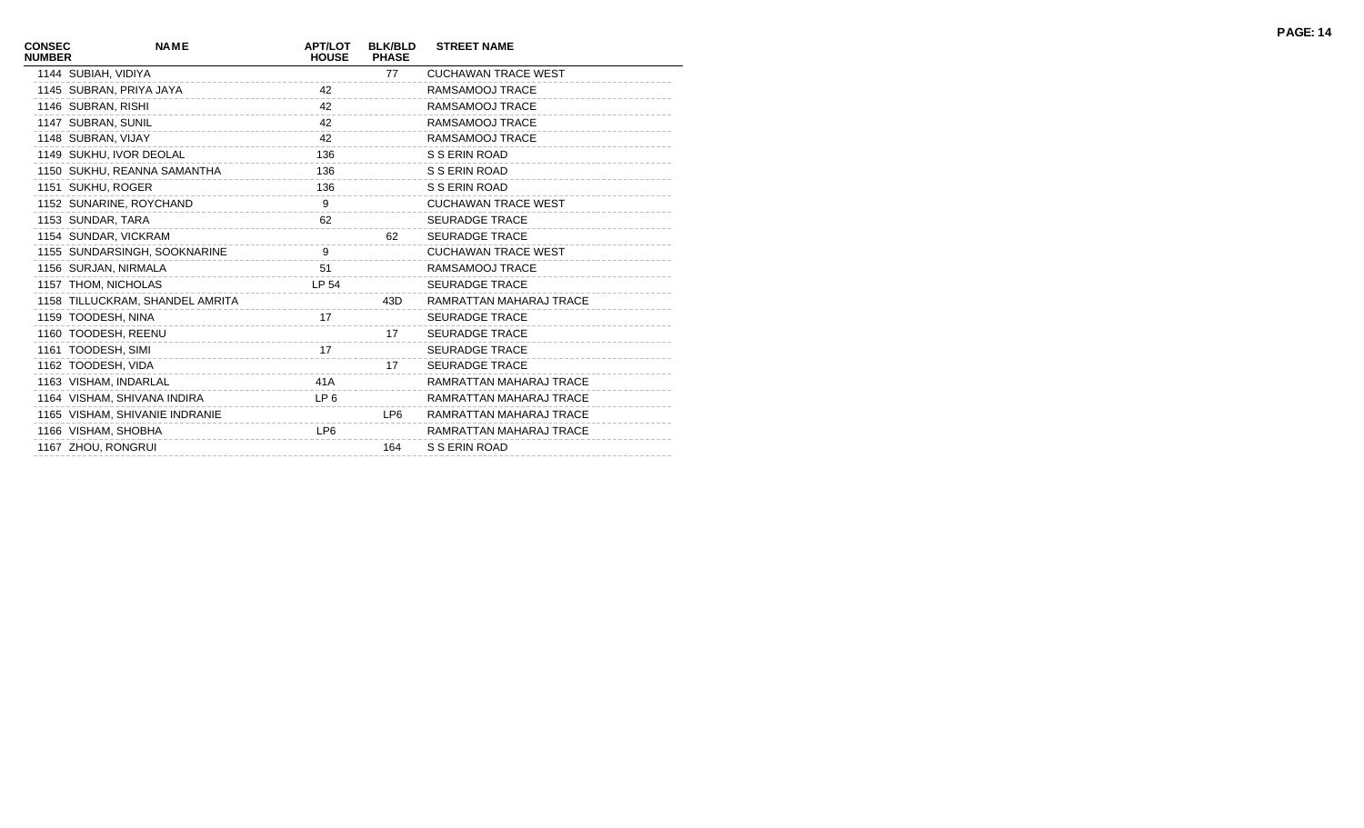| CONSEC NUMBER | NAME | APT/LOT HOUSE | BLK/BLD PHASE | STREET NAME |
|---|---|---|---|---|
| 1144 | SUBIAH, VIDIYA | | 77 | CUCHAWAN TRACE WEST |
| 1145 | SUBRAN, PRIYA JAYA | 42 | | RAMSAMOOJ TRACE |
| 1146 | SUBRAN, RISHI | 42 | | RAMSAMOOJ TRACE |
| 1147 | SUBRAN, SUNIL | 42 | | RAMSAMOOJ TRACE |
| 1148 | SUBRAN, VIJAY | 42 | | RAMSAMOOJ TRACE |
| 1149 | SUKHU, IVOR DEOLAL | 136 | | S S ERIN ROAD |
| 1150 | SUKHU, REANNA SAMANTHA | 136 | | S S ERIN ROAD |
| 1151 | SUKHU, ROGER | 136 | | S S ERIN ROAD |
| 1152 | SUNARINE, ROYCHAND | 9 | | CUCHAWAN TRACE WEST |
| 1153 | SUNDAR, TARA | 62 | | SEURADGE TRACE |
| 1154 | SUNDAR, VICKRAM | | 62 | SEURADGE TRACE |
| 1155 | SUNDARSINGH, SOOKNARINE | 9 | | CUCHAWAN TRACE WEST |
| 1156 | SURJAN, NIRMALA | 51 | | RAMSAMOOJ TRACE |
| 1157 | THOM, NICHOLAS | LP 54 | | SEURADGE TRACE |
| 1158 | TILLUCKRAM, SHANDEL AMRITA | | 43D | RAMRATTAN MAHARAJ TRACE |
| 1159 | TOODESH, NINA | 17 | | SEURADGE TRACE |
| 1160 | TOODESH, REENU | | 17 | SEURADGE TRACE |
| 1161 | TOODESH, SIMI | 17 | | SEURADGE TRACE |
| 1162 | TOODESH, VIDA | | 17 | SEURADGE TRACE |
| 1163 | VISHAM, INDARLAL | 41A | | RAMRATTAN MAHARAJ TRACE |
| 1164 | VISHAM, SHIVANA INDIRA | LP 6 | | RAMRATTAN MAHARAJ TRACE |
| 1165 | VISHAM, SHIVANIE INDRANIE | | LP6 | RAMRATTAN MAHARAJ TRACE |
| 1166 | VISHAM, SHOBHA | LP6 | | RAMRATTAN MAHARAJ TRACE |
| 1167 | ZHOU, RONGRUI | | 164 | S S ERIN ROAD |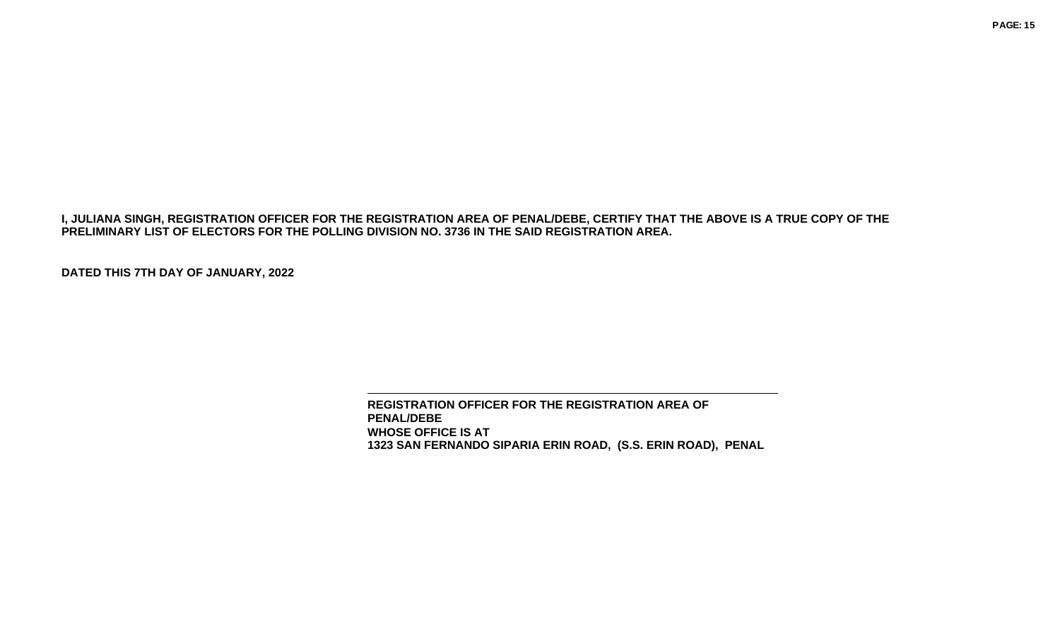**I, JULIANA SINGH, REGISTRATION OFFICER FOR THE REGISTRATION AREA OF PENAL/DEBE, CERTIFY THAT THE ABOVE IS A TRUE COPY OF THE PRELIMINARY LIST OF ELECTORS FOR THE POLLING DIVISION NO. 3736 IN THE SAID REGISTRATION AREA.**

**DATED THIS 7TH DAY OF JANUARY, 2022**

---

**REGISTRATION OFFICER FOR THE REGISTRATION AREA OF PENAL/DEBE**
**WHOSE OFFICE IS AT**
**1323 SAN FERNANDO SIPARIA ERIN ROAD, (S.S. ERIN ROAD), PENAL**